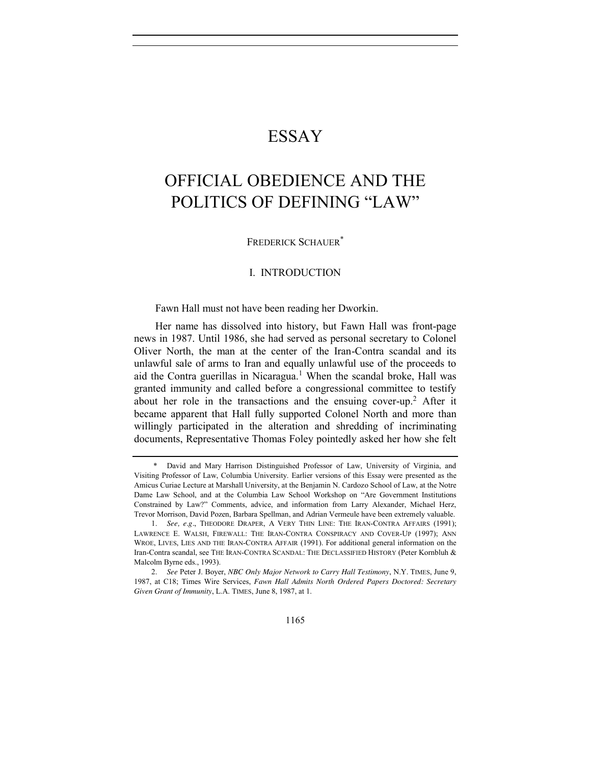# ESSAY

# OFFICIAL OBEDIENCE AND THE POLITICS OF DEFINING "LAW"

FREDERICK SCHAUER[*]

## I. INTRODUCTION

Fawn Hall must not have been reading her Dworkin.

Her name has dissolved into history, but Fawn Hall was front-page news in 1987. Until 1986, she had served as personal secretary to Colonel Oliver North, the man at the center of the Iran-Contra scandal and its unlawful sale of arms to Iran and equally unlawful use of the proceeds to aid the Contra guerillas in Nicaragua.[1] When the scandal broke, Hall was granted immunity and called before a congressional committee to testify about her role in the transactions and the ensuing cover-up.[2] After it became apparent that Hall fully supported Colonel North and more than willingly participated in the alteration and shredding of incriminating documents, Representative Thomas Foley pointedly asked her how she felt

---

\* David and Mary Harrison Distinguished Professor of Law, University of Virginia, and Visiting Professor of Law, Columbia University. Earlier versions of this Essay were presented as the Amicus Curiae Lecture at Marshall University, at the Benjamin N. Cardozo School of Law, at the Notre Dame Law School, and at the Columbia Law School Workshop on "Are Government Institutions Constrained by Law?" Comments, advice, and information from Larry Alexander, Michael Herz, Trevor Morrison, David Pozen, Barbara Spellman, and Adrian Vermeule have been extremely valuable.

1. *See, e.g.*, THEODORE DRAPER, A VERY THIN LINE: THE IRAN-CONTRA AFFAIRS (1991); LAWRENCE E. WALSH, FIREWALL: THE IRAN-CONTRA CONSPIRACY AND COVER-UP (1997); ANN WROE, LIVES, LIES AND THE IRAN-CONTRA AFFAIR (1991). For additional general information on the Iran-Contra scandal, see THE IRAN-CONTRA SCANDAL: THE DECLASSIFIED HISTORY (Peter Kornbluh & Malcolm Byrne eds., 1993).

2. *See* Peter J. Boyer, *NBC Only Major Network to Carry Hall Testimony*, N.Y. TIMES, June 9, 1987, at C18; Times Wire Services, *Fawn Hall Admits North Ordered Papers Doctored: Secretary Given Grant of Immunity*, L.A. TIMES, June 8, 1987, at 1.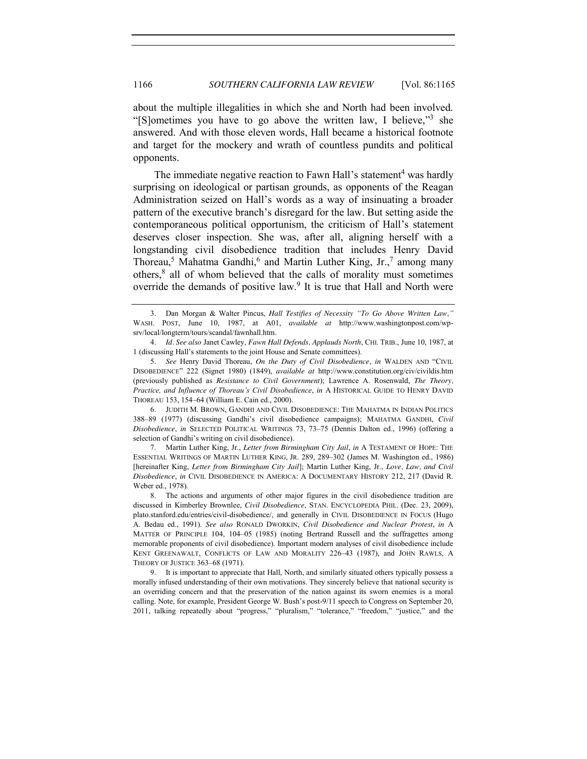about the multiple illegalities in which she and North had been involved. "[S]ometimes you have to go above the written law, I believe,"[3] she answered. And with those eleven words, Hall became a historical footnote and target for the mockery and wrath of countless pundits and political opponents.

The immediate negative reaction to Fawn Hall's statement[4] was hardly surprising on ideological or partisan grounds, as opponents of the Reagan Administration seized on Hall's words as a way of insinuating a broader pattern of the executive branch's disregard for the law. But setting aside the contemporaneous political opportunism, the criticism of Hall's statement deserves closer inspection. She was, after all, aligning herself with a longstanding civil disobedience tradition that includes Henry David Thoreau,[5] Mahatma Gandhi,[6] and Martin Luther King, Jr.,[7] among many others,[8] all of whom believed that the calls of morality must sometimes override the demands of positive law.[9] It is true that Hall and North were

---

3. Dan Morgan & Walter Pincus, *Hall Testifies of Necessity "To Go Above Written Law*,*"* WASH. POST, June 10, 1987, at A01, *available at* http://www.washingtonpost.com/wp-srv/local/longterm/tours/scandal/fawnhall.htm.

4. *Id*. *See also* Janet Cawley, *Fawn Hall Defends, Applauds North*, CHI. TRIB., June 10, 1987, at 1 (discussing Hall's statements to the joint House and Senate committees).

5. *See* Henry David Thoreau, *On the Duty of Civil Disobedience*, *in* WALDEN AND "CIVIL DISOBEDIENCE" 222 (Signet 1980) (1849), *available at* http://www.constitution.org/civ/civildis.htm (previously published as *Resistance to Civil Government*); Lawrence A. Rosenwald, *The Theory, Practice, and Influence of Thoreau's Civil Disobedience*, *in* A HISTORICAL GUIDE TO HENRY DAVID THOREAU 153, 154–64 (William E. Cain ed., 2000).

6. JUDITH M. BROWN, GANDHI AND CIVIL DISOBEDIENCE: THE MAHATMA IN INDIAN POLITICS 388–89 (1977) (discussing Gandhi's civil disobedience campaigns); MAHATMA GANDHI, *Civil Disobedience*, *in* SELECTED POLITICAL WRITINGS 73, 73–75 (Dennis Dalton ed., 1996) (offering a selection of Gandhi's writing on civil disobedience).

7. Martin Luther King, Jr., *Letter from Birmingham City Jail*, *in* A TESTAMENT OF HOPE: THE ESSENTIAL WRITINGS OF MARTIN LUTHER KING, JR. 289, 289–302 (James M. Washington ed., 1986) [hereinafter King, *Letter from Birmingham City Jail*]; Martin Luther King, Jr., *Love, Law, and Civil Disobedience*, *in* CIVIL DISOBEDIENCE IN AMERICA: A DOCUMENTARY HISTORY 212, 217 (David R. Weber ed., 1978).

8. The actions and arguments of other major figures in the civil disobedience tradition are discussed in Kimberley Brownlee, *Civil Disobedience*, STAN. ENCYCLOPEDIA PHIL. (Dec. 23, 2009), plato.stanford.edu/entries/civil-disobedience/, and generally in CIVIL DISOBEDIENCE IN FOCUS (Hugo A. Bedau ed., 1991). *See also* RONALD DWORKIN, *Civil Disobedience and Nuclear Protest*, *in* A MATTER OF PRINCIPLE 104, 104–05 (1985) (noting Bertrand Russell and the suffragettes among memorable proponents of civil disobedience). Important modern analyses of civil disobedience include KENT GREENAWALT, CONFLICTS OF LAW AND MORALITY 226–43 (1987), and JOHN RAWLS, A THEORY OF JUSTICE 363–68 (1971).

9. It is important to appreciate that Hall, North, and similarly situated others typically possess a morally infused understanding of their own motivations. They sincerely believe that national security is an overriding concern and that the preservation of the nation against its sworn enemies is a moral calling. Note, for example, President George W. Bush's post-9/11 speech to Congress on September 20, 2011, talking repeatedly about "progress," "pluralism," "tolerance," "freedom," "justice," and the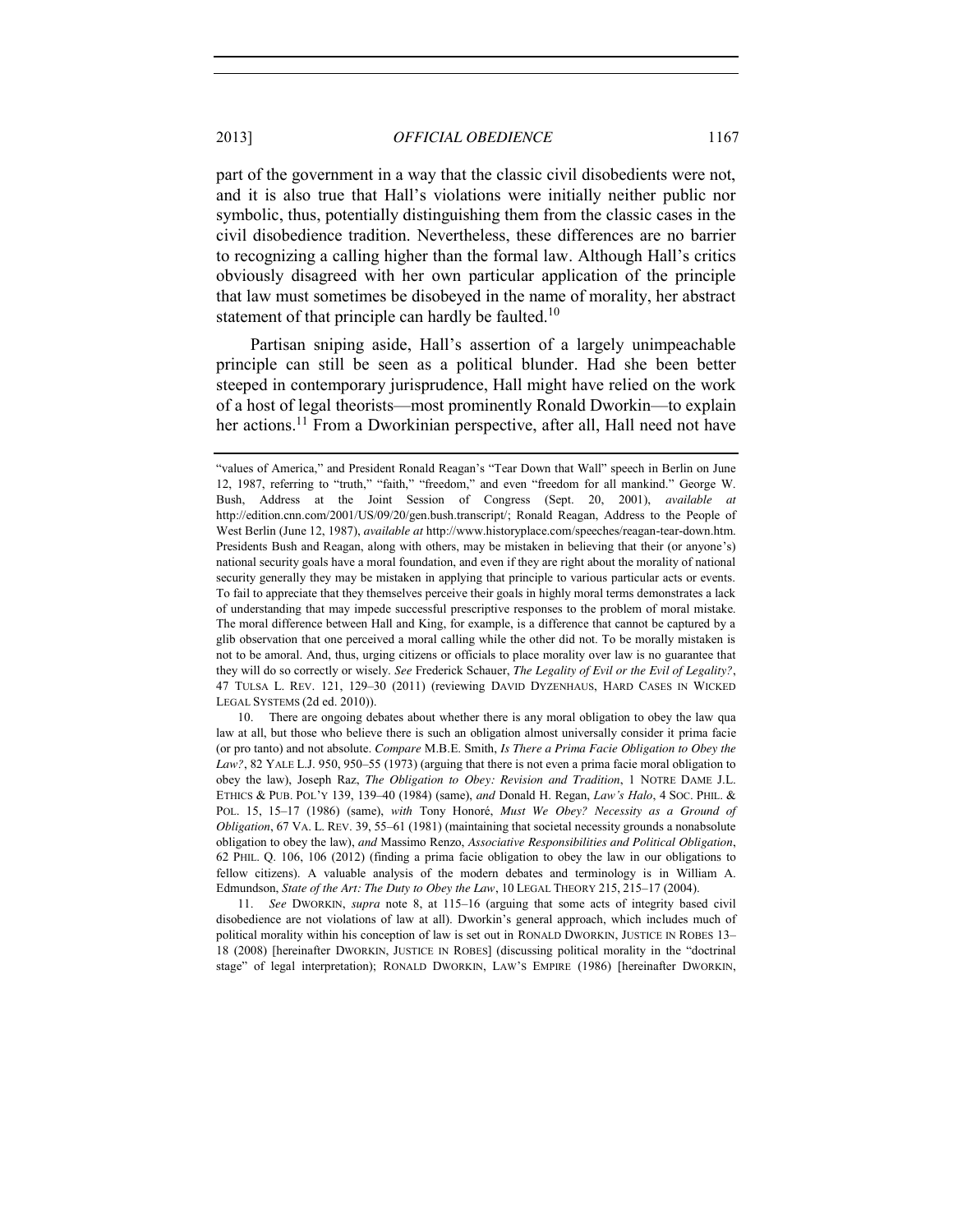part of the government in a way that the classic civil disobedients were not, and it is also true that Hall's violations were initially neither public nor symbolic, thus, potentially distinguishing them from the classic cases in the civil disobedience tradition. Nevertheless, these differences are no barrier to recognizing a calling higher than the formal law. Although Hall's critics obviously disagreed with her own particular application of the principle that law must sometimes be disobeyed in the name of morality, her abstract statement of that principle can hardly be faulted.[10]

Partisan sniping aside, Hall's assertion of a largely unimpeachable principle can still be seen as a political blunder. Had she been better steeped in contemporary jurisprudence, Hall might have relied on the work of a host of legal theorists—most prominently Ronald Dworkin—to explain her actions.[11] From a Dworkinian perspective, after all, Hall need not have

---

"values of America," and President Ronald Reagan's "Tear Down that Wall" speech in Berlin on June 12, 1987, referring to "truth," "faith," "freedom," and even "freedom for all mankind." George W. Bush, Address at the Joint Session of Congress (Sept. 20, 2001), *available at* http://edition.cnn.com/2001/US/09/20/gen.bush.transcript/; Ronald Reagan, Address to the People of West Berlin (June 12, 1987), *available at* http://www.historyplace.com/speeches/reagan-tear-down.htm. Presidents Bush and Reagan, along with others, may be mistaken in believing that their (or anyone's) national security goals have a moral foundation, and even if they are right about the morality of national security generally they may be mistaken in applying that principle to various particular acts or events. To fail to appreciate that they themselves perceive their goals in highly moral terms demonstrates a lack of understanding that may impede successful prescriptive responses to the problem of moral mistake. The moral difference between Hall and King, for example, is a difference that cannot be captured by a glib observation that one perceived a moral calling while the other did not. To be morally mistaken is not to be amoral. And, thus, urging citizens or officials to place morality over law is no guarantee that they will do so correctly or wisely. *See* Frederick Schauer, *The Legality of Evil or the Evil of Legality?*, 47 TULSA L. REV. 121, 129–30 (2011) (reviewing DAVID DYZENHAUS, HARD CASES IN WICKED LEGAL SYSTEMS (2d ed. 2010)).

10. There are ongoing debates about whether there is any moral obligation to obey the law qua law at all, but those who believe there is such an obligation almost universally consider it prima facie (or pro tanto) and not absolute. *Compare* M.B.E. Smith, *Is There a Prima Facie Obligation to Obey the Law?*, 82 YALE L.J. 950, 950–55 (1973) (arguing that there is not even a prima facie moral obligation to obey the law), Joseph Raz, *The Obligation to Obey: Revision and Tradition*, 1 NOTRE DAME J.L. ETHICS & PUB. POL'Y 139, 139–40 (1984) (same), *and* Donald H. Regan, *Law's Halo*, 4 SOC. PHIL. & POL. 15, 15–17 (1986) (same), *with* Tony Honoré, *Must We Obey? Necessity as a Ground of Obligation*, 67 VA. L. REV. 39, 55–61 (1981) (maintaining that societal necessity grounds a nonabsolute obligation to obey the law), *and* Massimo Renzo, *Associative Responsibilities and Political Obligation*, 62 PHIL. Q. 106, 106 (2012) (finding a prima facie obligation to obey the law in our obligations to fellow citizens). A valuable analysis of the modern debates and terminology is in William A. Edmundson, *State of the Art: The Duty to Obey the Law*, 10 LEGAL THEORY 215, 215–17 (2004).

11. *See* DWORKIN, *supra* note 8, at 115–16 (arguing that some acts of integrity based civil disobedience are not violations of law at all). Dworkin's general approach, which includes much of political morality within his conception of law is set out in RONALD DWORKIN, JUSTICE IN ROBES 13–18 (2008) [hereinafter DWORKIN, JUSTICE IN ROBES] (discussing political morality in the "doctrinal stage" of legal interpretation); RONALD DWORKIN, LAW'S EMPIRE (1986) [hereinafter DWORKIN,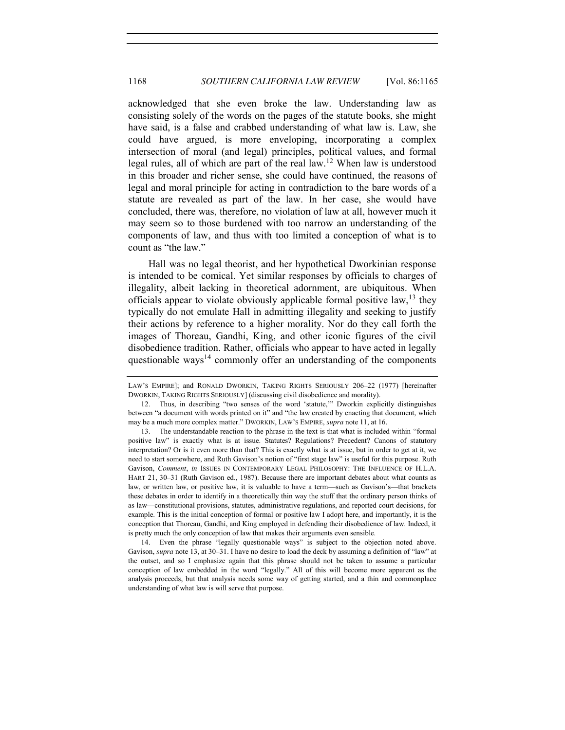acknowledged that she even broke the law. Understanding law as consisting solely of the words on the pages of the statute books, she might have said, is a false and crabbed understanding of what law is. Law, she could have argued, is more enveloping, incorporating a complex intersection of moral (and legal) principles, political values, and formal legal rules, all of which are part of the real law.[12] When law is understood in this broader and richer sense, she could have continued, the reasons of legal and moral principle for acting in contradiction to the bare words of a statute are revealed as part of the law. In her case, she would have concluded, there was, therefore, no violation of law at all, however much it may seem so to those burdened with too narrow an understanding of the components of law, and thus with too limited a conception of what is to count as "the law."

Hall was no legal theorist, and her hypothetical Dworkinian response is intended to be comical. Yet similar responses by officials to charges of illegality, albeit lacking in theoretical adornment, are ubiquitous. When officials appear to violate obviously applicable formal positive law,[13] they typically do not emulate Hall in admitting illegality and seeking to justify their actions by reference to a higher morality. Nor do they call forth the images of Thoreau, Gandhi, King, and other iconic figures of the civil disobedience tradition. Rather, officials who appear to have acted in legally questionable ways[14] commonly offer an understanding of the components

---

LAW'S EMPIRE]; and RONALD DWORKIN, TAKING RIGHTS SERIOUSLY 206–22 (1977) [hereinafter DWORKIN, TAKING RIGHTS SERIOUSLY] (discussing civil disobedience and morality).

12. Thus, in describing "two senses of the word 'statute,'" Dworkin explicitly distinguishes between "a document with words printed on it" and "the law created by enacting that document, which may be a much more complex matter." DWORKIN, LAW'S EMPIRE, *supra* note 11, at 16.

13. The understandable reaction to the phrase in the text is that what is included within "formal positive law" is exactly what is at issue. Statutes? Regulations? Precedent? Canons of statutory interpretation? Or is it even more than that? This is exactly what is at issue, but in order to get at it, we need to start somewhere, and Ruth Gavison's notion of "first stage law" is useful for this purpose. Ruth Gavison, *Comment*, *in* ISSUES IN CONTEMPORARY LEGAL PHILOSOPHY: THE INFLUENCE OF H.L.A. HART 21, 30–31 (Ruth Gavison ed., 1987). Because there are important debates about what counts as law, or written law, or positive law, it is valuable to have a term—such as Gavison's—that brackets these debates in order to identify in a theoretically thin way the stuff that the ordinary person thinks of as law—constitutional provisions, statutes, administrative regulations, and reported court decisions, for example. This is the initial conception of formal or positive law I adopt here, and importantly, it is the conception that Thoreau, Gandhi, and King employed in defending their disobedience of law. Indeed, it is pretty much the only conception of law that makes their arguments even sensible.

14. Even the phrase "legally questionable ways" is subject to the objection noted above. Gavison, *supra* note 13, at 30–31. I have no desire to load the deck by assuming a definition of "law" at the outset, and so I emphasize again that this phrase should not be taken to assume a particular conception of law embedded in the word "legally." All of this will become more apparent as the analysis proceeds, but that analysis needs some way of getting started, and a thin and commonplace understanding of what law is will serve that purpose.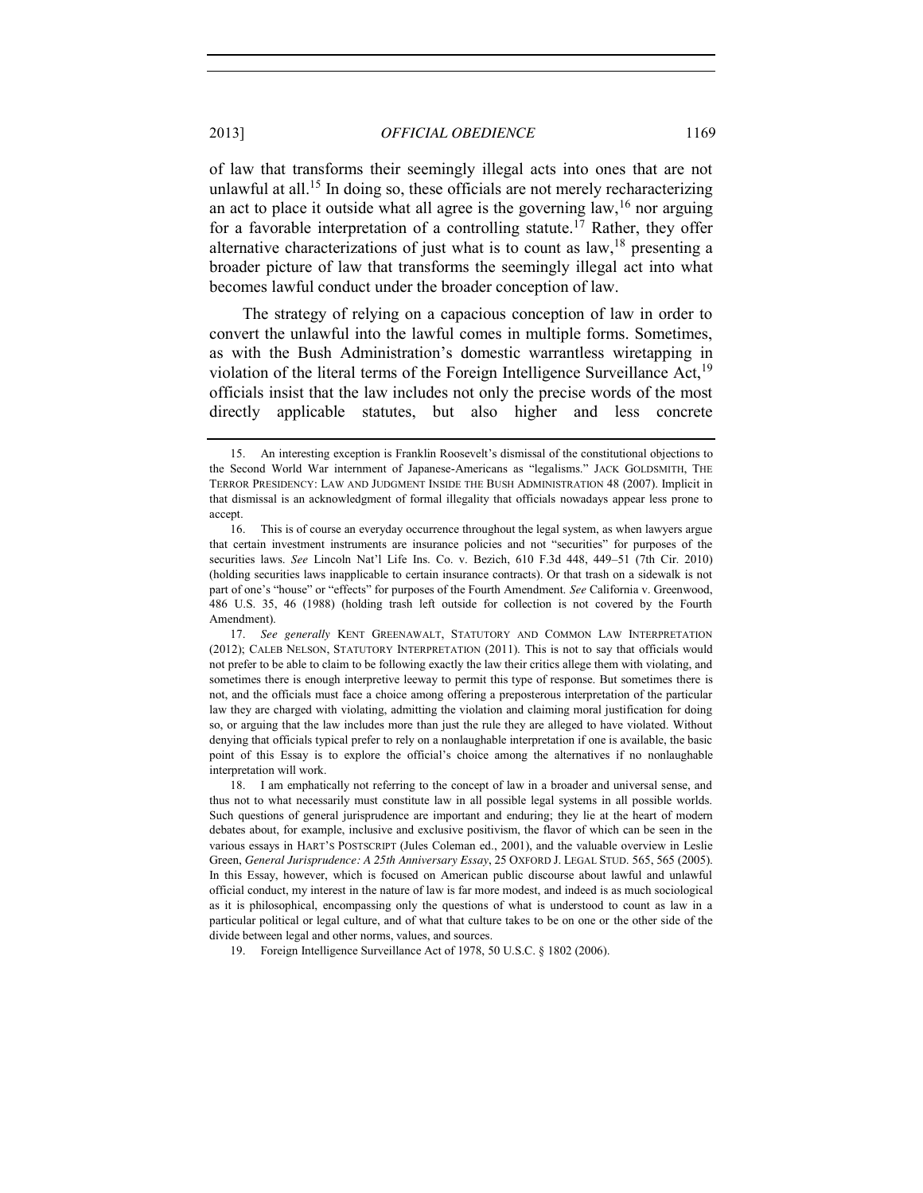of law that transforms their seemingly illegal acts into ones that are not unlawful at all.[15] In doing so, these officials are not merely recharacterizing an act to place it outside what all agree is the governing law,[16] nor arguing for a favorable interpretation of a controlling statute.[17] Rather, they offer alternative characterizations of just what is to count as law,[18] presenting a broader picture of law that transforms the seemingly illegal act into what becomes lawful conduct under the broader conception of law.

The strategy of relying on a capacious conception of law in order to convert the unlawful into the lawful comes in multiple forms. Sometimes, as with the Bush Administration's domestic warrantless wiretapping in violation of the literal terms of the Foreign Intelligence Surveillance Act,[19] officials insist that the law includes not only the precise words of the most directly applicable statutes, but also higher and less concrete

---

15. An interesting exception is Franklin Roosevelt's dismissal of the constitutional objections to the Second World War internment of Japanese-Americans as "legalisms." JACK GOLDSMITH, THE TERROR PRESIDENCY: LAW AND JUDGMENT INSIDE THE BUSH ADMINISTRATION 48 (2007). Implicit in that dismissal is an acknowledgment of formal illegality that officials nowadays appear less prone to accept.

16. This is of course an everyday occurrence throughout the legal system, as when lawyers argue that certain investment instruments are insurance policies and not "securities" for purposes of the securities laws. *See* Lincoln Nat'l Life Ins. Co. v. Bezich, 610 F.3d 448, 449–51 (7th Cir. 2010) (holding securities laws inapplicable to certain insurance contracts). Or that trash on a sidewalk is not part of one's "house" or "effects" for purposes of the Fourth Amendment. *See* California v. Greenwood, 486 U.S. 35, 46 (1988) (holding trash left outside for collection is not covered by the Fourth Amendment).

17. *See generally* KENT GREENAWALT, STATUTORY AND COMMON LAW INTERPRETATION (2012); CALEB NELSON, STATUTORY INTERPRETATION (2011). This is not to say that officials would not prefer to be able to claim to be following exactly the law their critics allege them with violating, and sometimes there is enough interpretive leeway to permit this type of response. But sometimes there is not, and the officials must face a choice among offering a preposterous interpretation of the particular law they are charged with violating, admitting the violation and claiming moral justification for doing so, or arguing that the law includes more than just the rule they are alleged to have violated. Without denying that officials typical prefer to rely on a nonlaughable interpretation if one is available, the basic point of this Essay is to explore the official's choice among the alternatives if no nonlaughable interpretation will work.

18. I am emphatically not referring to the concept of law in a broader and universal sense, and thus not to what necessarily must constitute law in all possible legal systems in all possible worlds. Such questions of general jurisprudence are important and enduring; they lie at the heart of modern debates about, for example, inclusive and exclusive positivism, the flavor of which can be seen in the various essays in HART'S POSTSCRIPT (Jules Coleman ed., 2001), and the valuable overview in Leslie Green, *General Jurisprudence: A 25th Anniversary Essay*, 25 OXFORD J. LEGAL STUD. 565, 565 (2005). In this Essay, however, which is focused on American public discourse about lawful and unlawful official conduct, my interest in the nature of law is far more modest, and indeed is as much sociological as it is philosophical, encompassing only the questions of what is understood to count as law in a particular political or legal culture, and of what that culture takes to be on one or the other side of the divide between legal and other norms, values, and sources.

19. Foreign Intelligence Surveillance Act of 1978, 50 U.S.C. § 1802 (2006).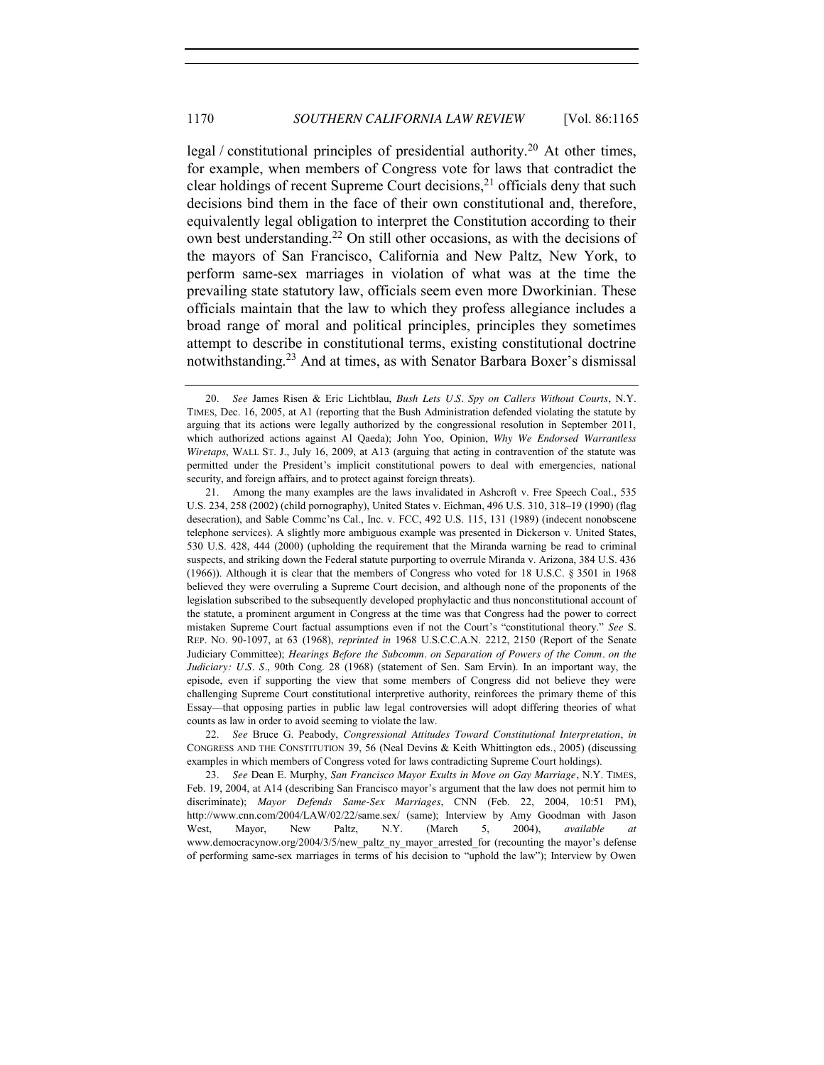legal / constitutional principles of presidential authority.[20] At other times, for example, when members of Congress vote for laws that contradict the clear holdings of recent Supreme Court decisions,[21] officials deny that such decisions bind them in the face of their own constitutional and, therefore, equivalently legal obligation to interpret the Constitution according to their own best understanding.[22] On still other occasions, as with the decisions of the mayors of San Francisco, California and New Paltz, New York, to perform same-sex marriages in violation of what was at the time the prevailing state statutory law, officials seem even more Dworkinian. These officials maintain that the law to which they profess allegiance includes a broad range of moral and political principles, principles they sometimes attempt to describe in constitutional terms, existing constitutional doctrine notwithstanding.[23] And at times, as with Senator Barbara Boxer's dismissal

---

20. *See* James Risen & Eric Lichtblau, *Bush Lets U.S. Spy on Callers Without Courts*, N.Y. TIMES, Dec. 16, 2005, at A1 (reporting that the Bush Administration defended violating the statute by arguing that its actions were legally authorized by the congressional resolution in September 2011, which authorized actions against Al Qaeda); John Yoo, Opinion, *Why We Endorsed Warrantless Wiretaps*, WALL ST. J., July 16, 2009, at A13 (arguing that acting in contravention of the statute was permitted under the President's implicit constitutional powers to deal with emergencies, national security, and foreign affairs, and to protect against foreign threats).

21. Among the many examples are the laws invalidated in Ashcroft v. Free Speech Coal., 535 U.S. 234, 258 (2002) (child pornography), United States v. Eichman, 496 U.S. 310, 318–19 (1990) (flag desecration), and Sable Commc'ns Cal., Inc. v. FCC, 492 U.S. 115, 131 (1989) (indecent nonobscene telephone services). A slightly more ambiguous example was presented in Dickerson v. United States, 530 U.S. 428, 444 (2000) (upholding the requirement that the Miranda warning be read to criminal suspects, and striking down the Federal statute purporting to overrule Miranda v. Arizona, 384 U.S. 436 (1966)). Although it is clear that the members of Congress who voted for 18 U.S.C. § 3501 in 1968 believed they were overruling a Supreme Court decision, and although none of the proponents of the legislation subscribed to the subsequently developed prophylactic and thus nonconstitutional account of the statute, a prominent argument in Congress at the time was that Congress had the power to correct mistaken Supreme Court factual assumptions even if not the Court's "constitutional theory." *See* S. REP. NO. 90-1097, at 63 (1968), *reprinted in* 1968 U.S.C.C.A.N. 2212, 2150 (Report of the Senate Judiciary Committee); *Hearings Before the Subcomm. on Separation of Powers of the Comm. on the Judiciary: U.S. S.*, 90th Cong. 28 (1968) (statement of Sen. Sam Ervin). In an important way, the episode, even if supporting the view that some members of Congress did not believe they were challenging Supreme Court constitutional interpretive authority, reinforces the primary theme of this Essay—that opposing parties in public law legal controversies will adopt differing theories of what counts as law in order to avoid seeming to violate the law.

22. *See* Bruce G. Peabody, *Congressional Attitudes Toward Constitutional Interpretation*, *in* CONGRESS AND THE CONSTITUTION 39, 56 (Neal Devins & Keith Whittington eds., 2005) (discussing examples in which members of Congress voted for laws contradicting Supreme Court holdings).

23. *See* Dean E. Murphy, *San Francisco Mayor Exults in Move on Gay Marriage*, N.Y. TIMES, Feb. 19, 2004, at A14 (describing San Francisco mayor's argument that the law does not permit him to discriminate); *Mayor Defends Same-Sex Marriages*, CNN (Feb. 22, 2004, 10:51 PM), http://www.cnn.com/2004/LAW/02/22/same.sex/ (same); Interview by Amy Goodman with Jason West, Mayor, New Paltz, N.Y. (March 5, 2004), *available at* www.democracynow.org/2004/3/5/new_paltz_ny_mayor_arrested_for (recounting the mayor's defense of performing same-sex marriages in terms of his decision to "uphold the law"); Interview by Owen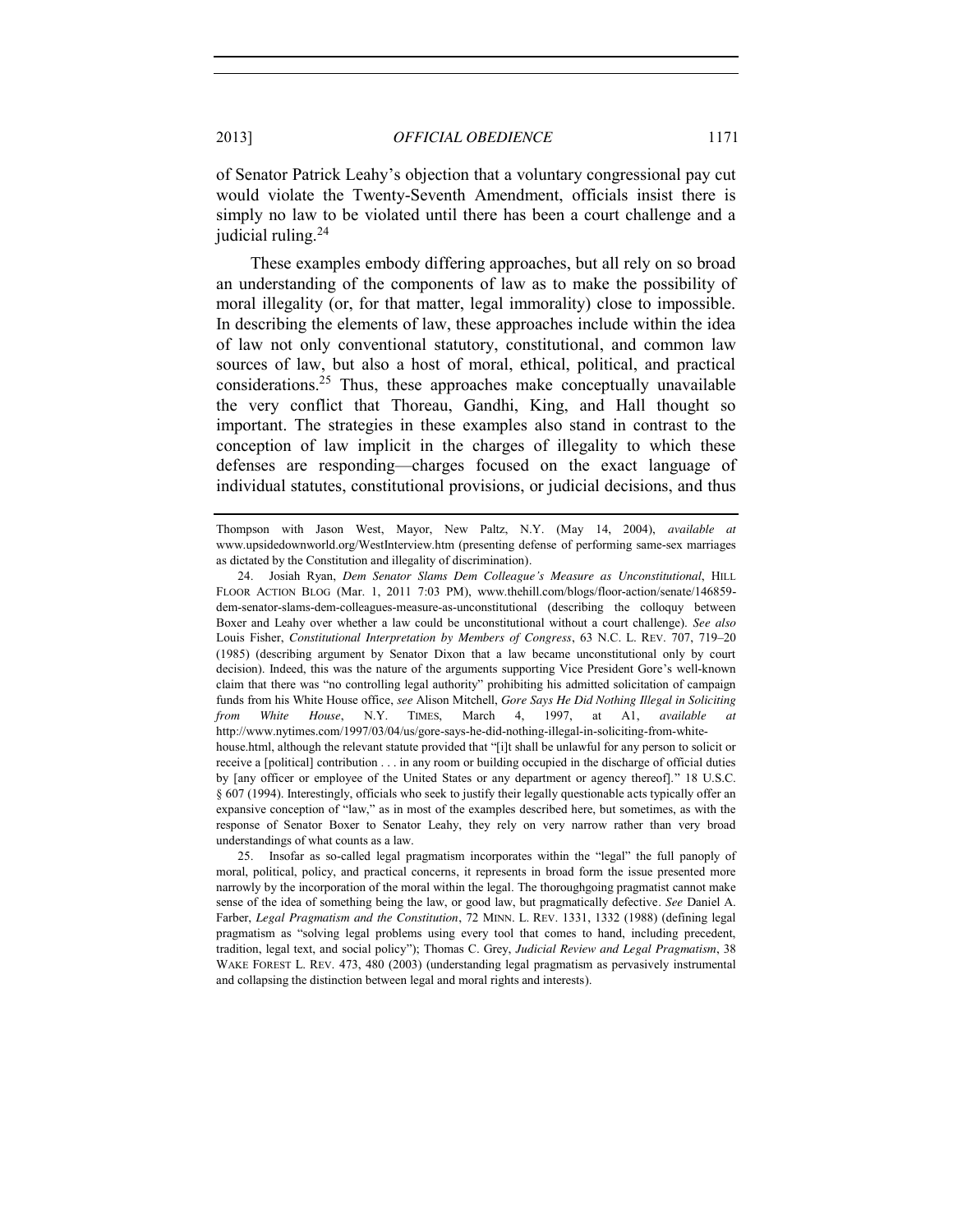of Senator Patrick Leahy's objection that a voluntary congressional pay cut would violate the Twenty-Seventh Amendment, officials insist there is simply no law to be violated until there has been a court challenge and a judicial ruling.[24]

These examples embody differing approaches, but all rely on so broad an understanding of the components of law as to make the possibility of moral illegality (or, for that matter, legal immorality) close to impossible. In describing the elements of law, these approaches include within the idea of law not only conventional statutory, constitutional, and common law sources of law, but also a host of moral, ethical, political, and practical considerations.[25] Thus, these approaches make conceptually unavailable the very conflict that Thoreau, Gandhi, King, and Hall thought so important. The strategies in these examples also stand in contrast to the conception of law implicit in the charges of illegality to which these defenses are responding—charges focused on the exact language of individual statutes, constitutional provisions, or judicial decisions, and thus

---

Thompson with Jason West, Mayor, New Paltz, N.Y. (May 14, 2004), *available at* www.upsidedownworld.org/WestInterview.htm (presenting defense of performing same-sex marriages as dictated by the Constitution and illegality of discrimination).

24. Josiah Ryan, *Dem Senator Slams Dem Colleague's Measure as Unconstitutional*, HILL FLOOR ACTION BLOG (Mar. 1, 2011 7:03 PM), www.thehill.com/blogs/floor-action/senate/146859-dem-senator-slams-dem-colleagues-measure-as-unconstitutional (describing the colloquy between Boxer and Leahy over whether a law could be unconstitutional without a court challenge). *See also* Louis Fisher, *Constitutional Interpretation by Members of Congress*, 63 N.C. L. REV. 707, 719–20 (1985) (describing argument by Senator Dixon that a law became unconstitutional only by court decision). Indeed, this was the nature of the arguments supporting Vice President Gore's well-known claim that there was "no controlling legal authority" prohibiting his admitted solicitation of campaign funds from his White House office, *see* Alison Mitchell, *Gore Says He Did Nothing Illegal in Soliciting from White House*, N.Y. TIMES, March 4, 1997, at A1, *available at* http://www.nytimes.com/1997/03/04/us/gore-says-he-did-nothing-illegal-in-soliciting-from-white-house.html, although the relevant statute provided that "[i]t shall be unlawful for any person to solicit or receive a [political] contribution . . . in any room or building occupied in the discharge of official duties by [any officer or employee of the United States or any department or agency thereof]." 18 U.S.C. § 607 (1994). Interestingly, officials who seek to justify their legally questionable acts typically offer an expansive conception of "law," as in most of the examples described here, but sometimes, as with the response of Senator Boxer to Senator Leahy, they rely on very narrow rather than very broad understandings of what counts as a law.

25. Insofar as so-called legal pragmatism incorporates within the "legal" the full panoply of moral, political, policy, and practical concerns, it represents in broad form the issue presented more narrowly by the incorporation of the moral within the legal. The thoroughgoing pragmatist cannot make sense of the idea of something being the law, or good law, but pragmatically defective. *See* Daniel A. Farber, *Legal Pragmatism and the Constitution*, 72 MINN. L. REV. 1331, 1332 (1988) (defining legal pragmatism as "solving legal problems using every tool that comes to hand, including precedent, tradition, legal text, and social policy"); Thomas C. Grey, *Judicial Review and Legal Pragmatism*, 38 WAKE FOREST L. REV. 473, 480 (2003) (understanding legal pragmatism as pervasively instrumental and collapsing the distinction between legal and moral rights and interests).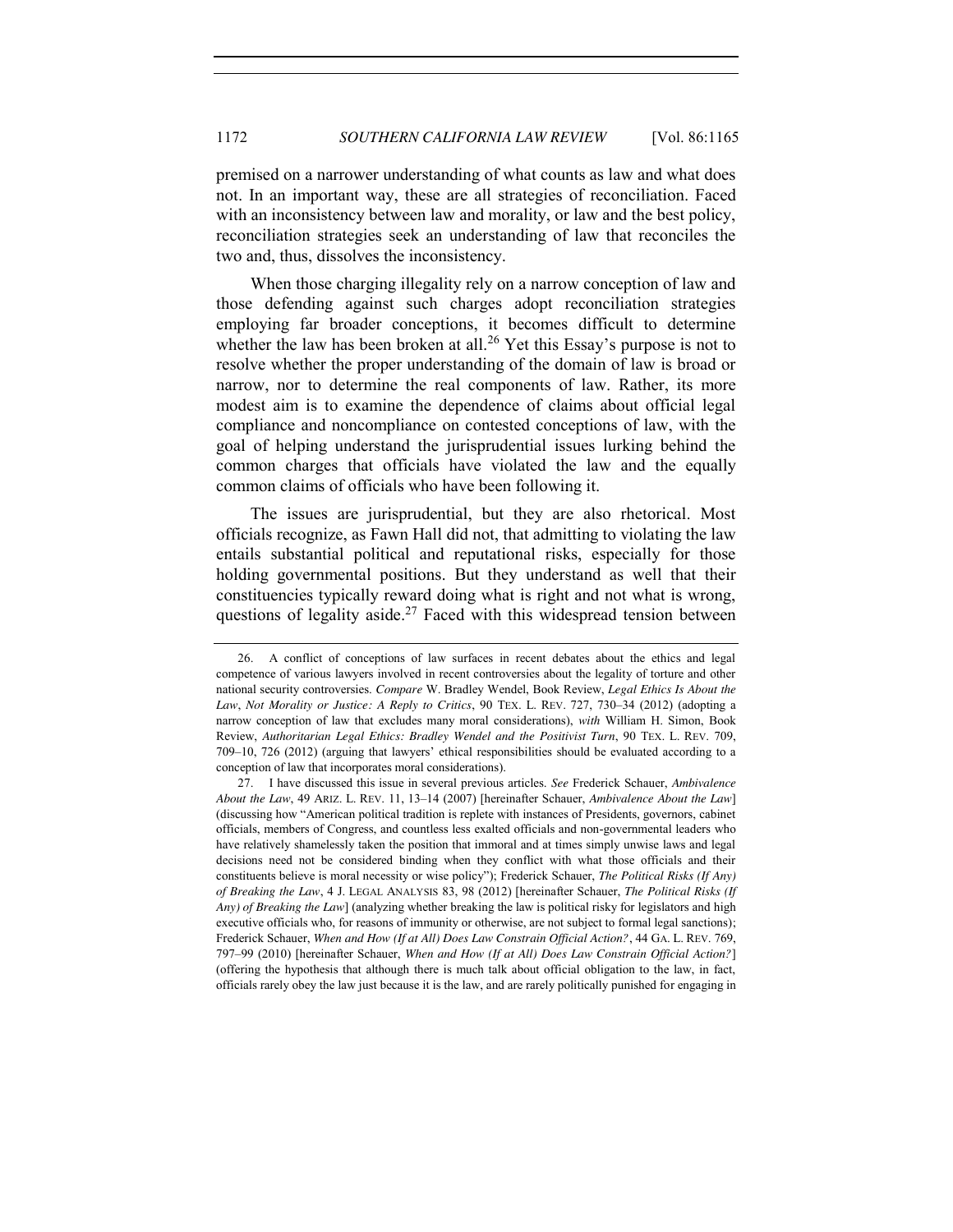premised on a narrower understanding of what counts as law and what does not. In an important way, these are all strategies of reconciliation. Faced with an inconsistency between law and morality, or law and the best policy, reconciliation strategies seek an understanding of law that reconciles the two and, thus, dissolves the inconsistency.

When those charging illegality rely on a narrow conception of law and those defending against such charges adopt reconciliation strategies employing far broader conceptions, it becomes difficult to determine whether the law has been broken at all.[26] Yet this Essay's purpose is not to resolve whether the proper understanding of the domain of law is broad or narrow, nor to determine the real components of law. Rather, its more modest aim is to examine the dependence of claims about official legal compliance and noncompliance on contested conceptions of law, with the goal of helping understand the jurisprudential issues lurking behind the common charges that officials have violated the law and the equally common claims of officials who have been following it.

The issues are jurisprudential, but they are also rhetorical. Most officials recognize, as Fawn Hall did not, that admitting to violating the law entails substantial political and reputational risks, especially for those holding governmental positions. But they understand as well that their constituencies typically reward doing what is right and not what is wrong, questions of legality aside.[27] Faced with this widespread tension between

---

26. A conflict of conceptions of law surfaces in recent debates about the ethics and legal competence of various lawyers involved in recent controversies about the legality of torture and other national security controversies. *Compare* W. Bradley Wendel, Book Review, *Legal Ethics Is About the Law*, *Not Morality or Justice: A Reply to Critics*, 90 TEX. L. REV. 727, 730–34 (2012) (adopting a narrow conception of law that excludes many moral considerations), *with* William H. Simon, Book Review, *Authoritarian Legal Ethics: Bradley Wendel and the Positivist Turn*, 90 TEX. L. REV. 709, 709–10, 726 (2012) (arguing that lawyers' ethical responsibilities should be evaluated according to a conception of law that incorporates moral considerations).

27. I have discussed this issue in several previous articles. *See* Frederick Schauer, *Ambivalence About the Law*, 49 ARIZ. L. REV. 11, 13–14 (2007) [hereinafter Schauer, *Ambivalence About the Law*] (discussing how "American political tradition is replete with instances of Presidents, governors, cabinet officials, members of Congress, and countless less exalted officials and non-governmental leaders who have relatively shamelessly taken the position that immoral and at times simply unwise laws and legal decisions need not be considered binding when they conflict with what those officials and their constituents believe is moral necessity or wise policy"); Frederick Schauer, *The Political Risks (If Any) of Breaking the Law*, 4 J. LEGAL ANALYSIS 83, 98 (2012) [hereinafter Schauer, *The Political Risks (If Any) of Breaking the Law*] (analyzing whether breaking the law is political risky for legislators and high executive officials who, for reasons of immunity or otherwise, are not subject to formal legal sanctions); Frederick Schauer, *When and How (If at All) Does Law Constrain Official Action?*, 44 GA. L. REV. 769, 797–99 (2010) [hereinafter Schauer, *When and How (If at All) Does Law Constrain Official Action?*] (offering the hypothesis that although there is much talk about official obligation to the law, in fact, officials rarely obey the law just because it is the law, and are rarely politically punished for engaging in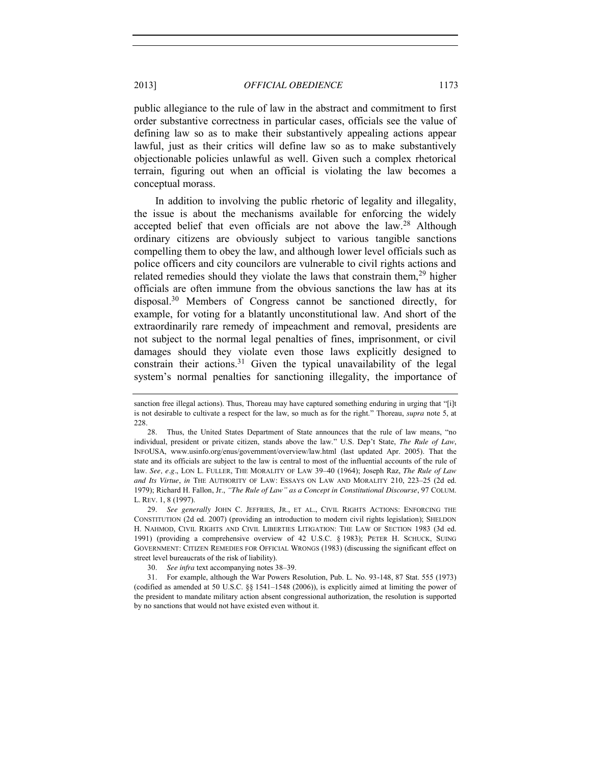public allegiance to the rule of law in the abstract and commitment to first order substantive correctness in particular cases, officials see the value of defining law so as to make their substantively appealing actions appear lawful, just as their critics will define law so as to make substantively objectionable policies unlawful as well. Given such a complex rhetorical terrain, figuring out when an official is violating the law becomes a conceptual morass.

In addition to involving the public rhetoric of legality and illegality, the issue is about the mechanisms available for enforcing the widely accepted belief that even officials are not above the law.[28] Although ordinary citizens are obviously subject to various tangible sanctions compelling them to obey the law, and although lower level officials such as police officers and city councilors are vulnerable to civil rights actions and related remedies should they violate the laws that constrain them,[29] higher officials are often immune from the obvious sanctions the law has at its disposal.[30] Members of Congress cannot be sanctioned directly, for example, for voting for a blatantly unconstitutional law. And short of the extraordinarily rare remedy of impeachment and removal, presidents are not subject to the normal legal penalties of fines, imprisonment, or civil damages should they violate even those laws explicitly designed to constrain their actions.[31] Given the typical unavailability of the legal system's normal penalties for sanctioning illegality, the importance of

---

sanction free illegal actions). Thus, Thoreau may have captured something enduring in urging that "[i]t is not desirable to cultivate a respect for the law, so much as for the right." Thoreau, *supra* note 5, at 228.

28. Thus, the United States Department of State announces that the rule of law means, "no individual, president or private citizen, stands above the law." U.S. Dep't State, *The Rule of Law*, INFOUSA, www.usinfo.org/enus/government/overview/law.html (last updated Apr. 2005). That the state and its officials are subject to the law is central to most of the influential accounts of the rule of law. *See, e.g*., LON L. FULLER, THE MORALITY OF LAW 39–40 (1964); Joseph Raz, *The Rule of Law and Its Virtue*, *in* THE AUTHORITY OF LAW: ESSAYS ON LAW AND MORALITY 210, 223–25 (2d ed. 1979); Richard H. Fallon, Jr., *"The Rule of Law" as a Concept in Constitutional Discourse*, 97 COLUM. L. REV. 1, 8 (1997).

29. *See generally* JOHN C. JEFFRIES, JR., ET AL., CIVIL RIGHTS ACTIONS: ENFORCING THE CONSTITUTION (2d ed. 2007) (providing an introduction to modern civil rights legislation); SHELDON H. NAHMOD, CIVIL RIGHTS AND CIVIL LIBERTIES LITIGATION: THE LAW OF SECTION 1983 (3d ed. 1991) (providing a comprehensive overview of 42 U.S.C. § 1983); PETER H. SCHUCK, SUING GOVERNMENT: CITIZEN REMEDIES FOR OFFICIAL WRONGS (1983) (discussing the significant effect on street level bureaucrats of the risk of liability).

30. *See infra* text accompanying notes 38–39.

31. For example, although the War Powers Resolution, Pub. L. No. 93-148, 87 Stat. 555 (1973) (codified as amended at 50 U.S.C. §§ 1541–1548 (2006)), is explicitly aimed at limiting the power of the president to mandate military action absent congressional authorization, the resolution is supported by no sanctions that would not have existed even without it.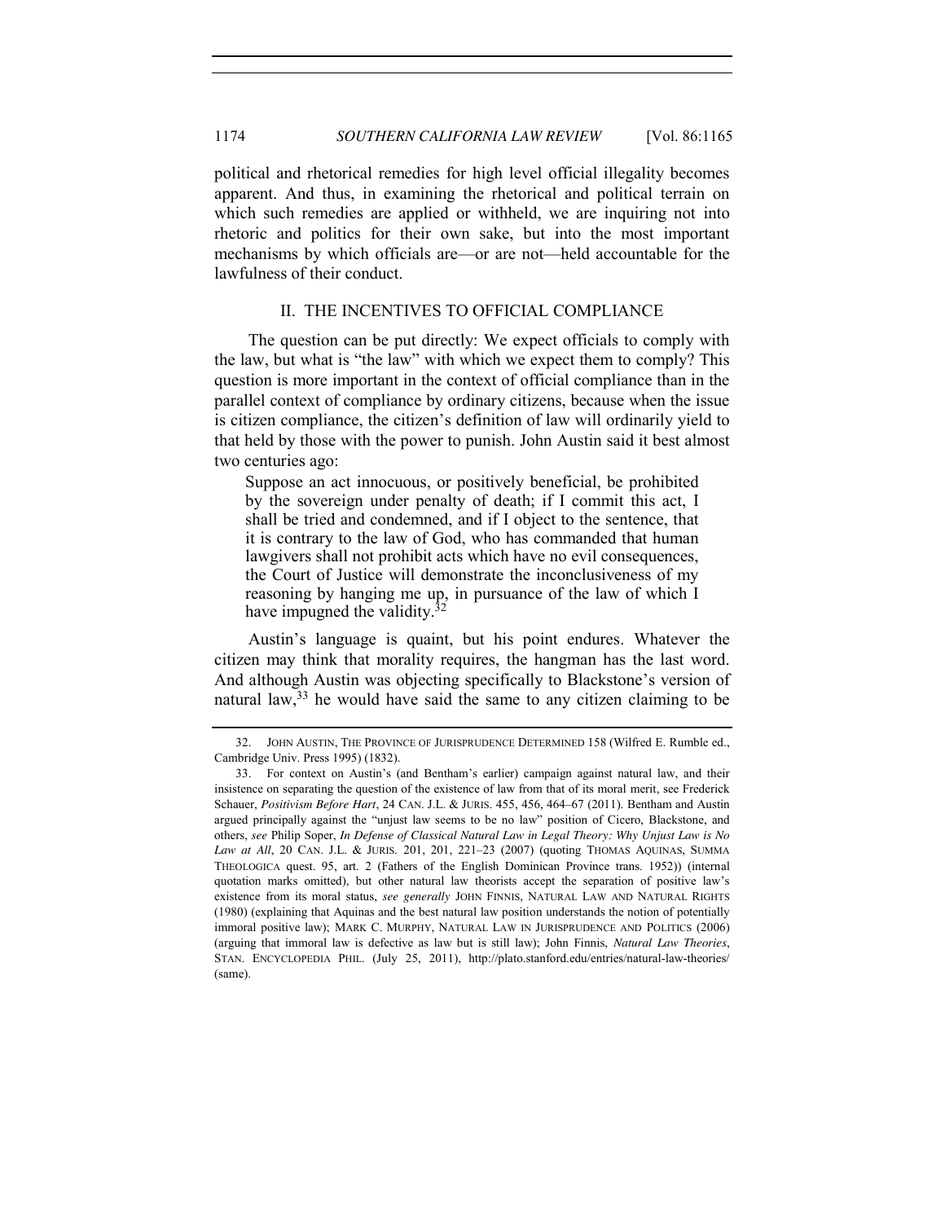political and rhetorical remedies for high level official illegality becomes apparent. And thus, in examining the rhetorical and political terrain on which such remedies are applied or withheld, we are inquiring not into rhetoric and politics for their own sake, but into the most important mechanisms by which officials are—or are not—held accountable for the lawfulness of their conduct.

## II. THE INCENTIVES TO OFFICIAL COMPLIANCE

The question can be put directly: We expect officials to comply with the law, but what is "the law" with which we expect them to comply? This question is more important in the context of official compliance than in the parallel context of compliance by ordinary citizens, because when the issue is citizen compliance, the citizen's definition of law will ordinarily yield to that held by those with the power to punish. John Austin said it best almost two centuries ago:

> Suppose an act innocuous, or positively beneficial, be prohibited by the sovereign under penalty of death; if I commit this act, I shall be tried and condemned, and if I object to the sentence, that it is contrary to the law of God, who has commanded that human lawgivers shall not prohibit acts which have no evil consequences, the Court of Justice will demonstrate the inconclusiveness of my reasoning by hanging me up, in pursuance of the law of which I have impugned the validity.[32]

Austin's language is quaint, but his point endures. Whatever the citizen may think that morality requires, the hangman has the last word. And although Austin was objecting specifically to Blackstone's version of natural law,[33] he would have said the same to any citizen claiming to be

32. JOHN AUSTIN, THE PROVINCE OF JURISPRUDENCE DETERMINED 158 (Wilfred E. Rumble ed., Cambridge Univ. Press 1995) (1832).

33. For context on Austin's (and Bentham's earlier) campaign against natural law, and their insistence on separating the question of the existence of law from that of its moral merit, see Frederick Schauer, *Positivism Before Hart*, 24 CAN. J.L. & JURIS. 455, 456, 464–67 (2011). Bentham and Austin argued principally against the "unjust law seems to be no law" position of Cicero, Blackstone, and others, *see* Philip Soper, *In Defense of Classical Natural Law in Legal Theory: Why Unjust Law is No Law at All*, 20 CAN. J.L. & JURIS. 201, 201, 221–23 (2007) (quoting THOMAS AQUINAS, SUMMA THEOLOGICA quest. 95, art. 2 (Fathers of the English Dominican Province trans. 1952)) (internal quotation marks omitted), but other natural law theorists accept the separation of positive law's existence from its moral status, *see generally* JOHN FINNIS, NATURAL LAW AND NATURAL RIGHTS (1980) (explaining that Aquinas and the best natural law position understands the notion of potentially immoral positive law); MARK C. MURPHY, NATURAL LAW IN JURISPRUDENCE AND POLITICS (2006) (arguing that immoral law is defective as law but is still law); John Finnis, *Natural Law Theories*, STAN. ENCYCLOPEDIA PHIL. (July 25, 2011), http://plato.stanford.edu/entries/natural-law-theories/ (same).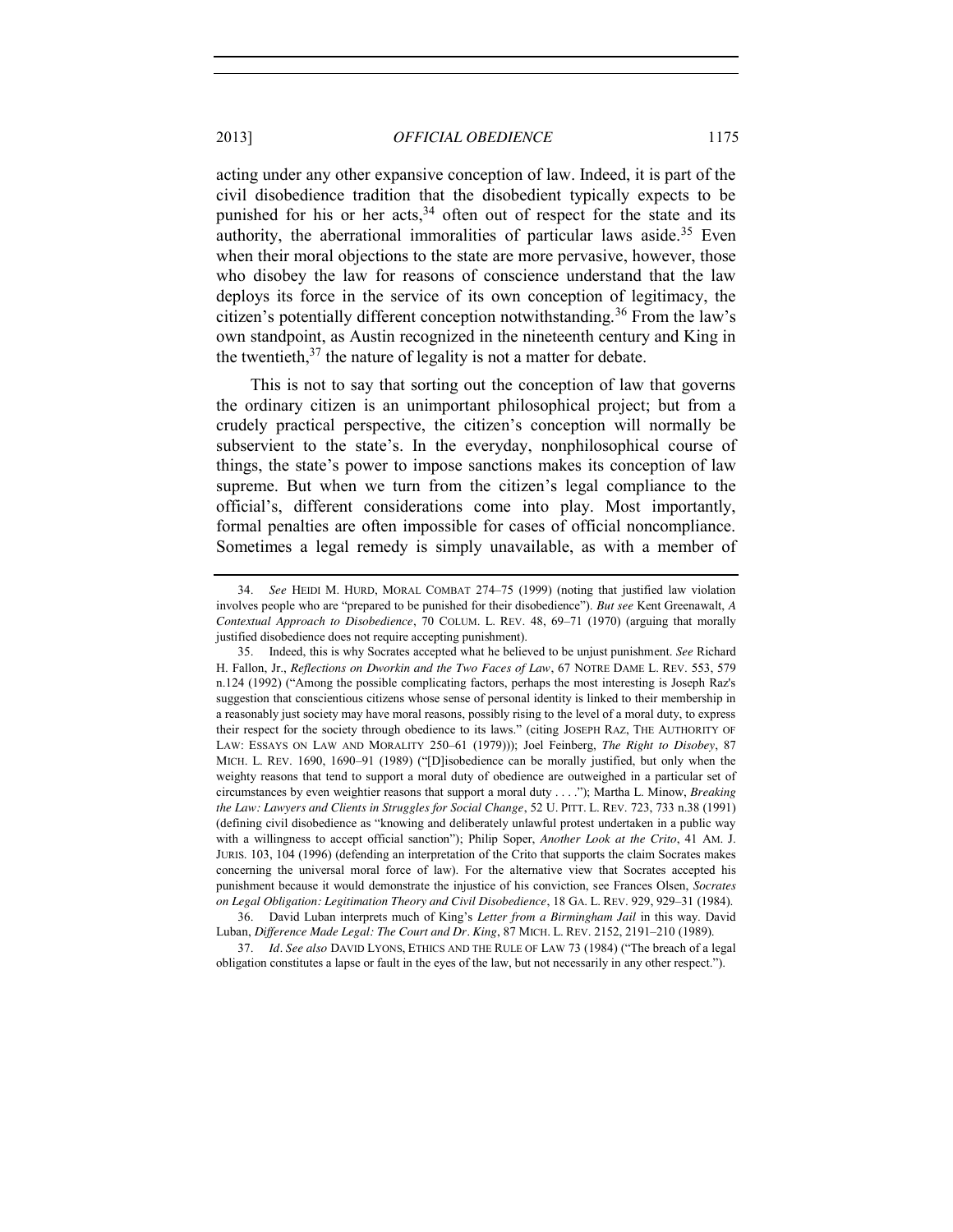acting under any other expansive conception of law. Indeed, it is part of the civil disobedience tradition that the disobedient typically expects to be punished for his or her acts,[34] often out of respect for the state and its authority, the aberrational immoralities of particular laws aside.[35] Even when their moral objections to the state are more pervasive, however, those who disobey the law for reasons of conscience understand that the law deploys its force in the service of its own conception of legitimacy, the citizen's potentially different conception notwithstanding.[36] From the law's own standpoint, as Austin recognized in the nineteenth century and King in the twentieth,[37] the nature of legality is not a matter for debate.

This is not to say that sorting out the conception of law that governs the ordinary citizen is an unimportant philosophical project; but from a crudely practical perspective, the citizen's conception will normally be subservient to the state's. In the everyday, nonphilosophical course of things, the state's power to impose sanctions makes its conception of law supreme. But when we turn from the citizen's legal compliance to the official's, different considerations come into play. Most importantly, formal penalties are often impossible for cases of official noncompliance. Sometimes a legal remedy is simply unavailable, as with a member of

---

34. *See* HEIDI M. HURD, MORAL COMBAT 274–75 (1999) (noting that justified law violation involves people who are "prepared to be punished for their disobedience"). *But see* Kent Greenawalt, *A Contextual Approach to Disobedience*, 70 COLUM. L. REV. 48, 69–71 (1970) (arguing that morally justified disobedience does not require accepting punishment).

35. Indeed, this is why Socrates accepted what he believed to be unjust punishment. *See* Richard H. Fallon, Jr., *Reflections on Dworkin and the Two Faces of Law*, 67 NOTRE DAME L. REV. 553, 579 n.124 (1992) ("Among the possible complicating factors, perhaps the most interesting is Joseph Raz's suggestion that conscientious citizens whose sense of personal identity is linked to their membership in a reasonably just society may have moral reasons, possibly rising to the level of a moral duty, to express their respect for the society through obedience to its laws." (citing JOSEPH RAZ, THE AUTHORITY OF LAW: ESSAYS ON LAW AND MORALITY 250–61 (1979))); Joel Feinberg, *The Right to Disobey*, 87 MICH. L. REV. 1690, 1690–91 (1989) ("[D]isobedience can be morally justified, but only when the weighty reasons that tend to support a moral duty of obedience are outweighed in a particular set of circumstances by even weightier reasons that support a moral duty . . . ."); Martha L. Minow, *Breaking the Law: Lawyers and Clients in Struggles for Social Change*, 52 U. PITT. L. REV. 723, 733 n.38 (1991) (defining civil disobedience as "knowing and deliberately unlawful protest undertaken in a public way with a willingness to accept official sanction"); Philip Soper, *Another Look at the Crito*, 41 AM. J. JURIS. 103, 104 (1996) (defending an interpretation of the Crito that supports the claim Socrates makes concerning the universal moral force of law). For the alternative view that Socrates accepted his punishment because it would demonstrate the injustice of his conviction, see Frances Olsen, *Socrates on Legal Obligation: Legitimation Theory and Civil Disobedience*, 18 GA. L. REV. 929, 929–31 (1984).

36. David Luban interprets much of King's *Letter from a Birmingham Jail* in this way. David Luban, *Difference Made Legal: The Court and Dr. King*, 87 MICH. L. REV. 2152, 2191–210 (1989).

37. *Id*. *See also* DAVID LYONS, ETHICS AND THE RULE OF LAW 73 (1984) ("The breach of a legal obligation constitutes a lapse or fault in the eyes of the law, but not necessarily in any other respect.").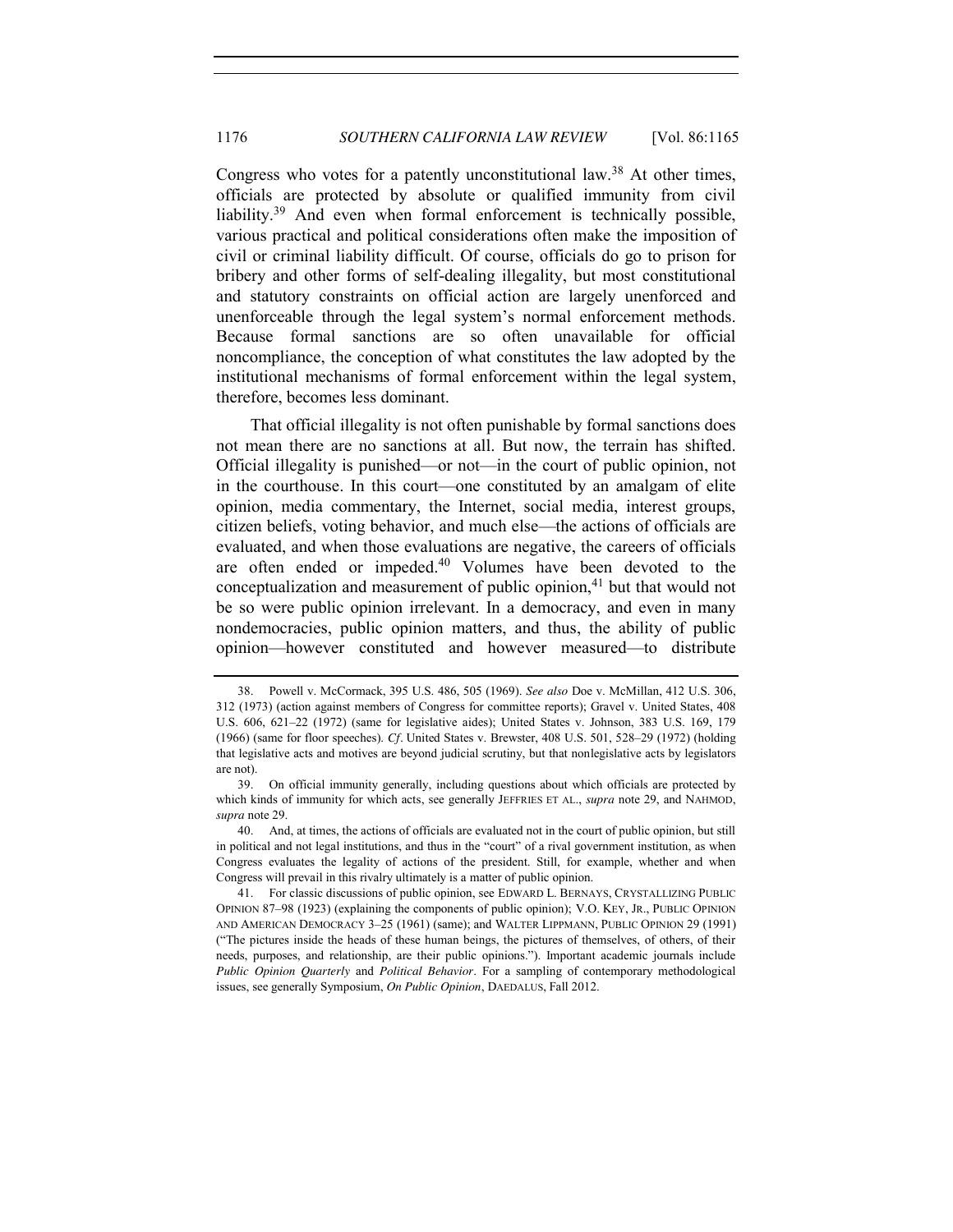Congress who votes for a patently unconstitutional law.[38] At other times, officials are protected by absolute or qualified immunity from civil liability.[39] And even when formal enforcement is technically possible, various practical and political considerations often make the imposition of civil or criminal liability difficult. Of course, officials do go to prison for bribery and other forms of self-dealing illegality, but most constitutional and statutory constraints on official action are largely unenforced and unenforceable through the legal system's normal enforcement methods. Because formal sanctions are so often unavailable for official noncompliance, the conception of what constitutes the law adopted by the institutional mechanisms of formal enforcement within the legal system, therefore, becomes less dominant.

That official illegality is not often punishable by formal sanctions does not mean there are no sanctions at all. But now, the terrain has shifted. Official illegality is punished—or not—in the court of public opinion, not in the courthouse. In this court—one constituted by an amalgam of elite opinion, media commentary, the Internet, social media, interest groups, citizen beliefs, voting behavior, and much else—the actions of officials are evaluated, and when those evaluations are negative, the careers of officials are often ended or impeded.[40] Volumes have been devoted to the conceptualization and measurement of public opinion,[41] but that would not be so were public opinion irrelevant. In a democracy, and even in many nondemocracies, public opinion matters, and thus, the ability of public opinion—however constituted and however measured—to distribute

38. Powell v. McCormack, 395 U.S. 486, 505 (1969). *See also* Doe v. McMillan, 412 U.S. 306, 312 (1973) (action against members of Congress for committee reports); Gravel v. United States, 408 U.S. 606, 621–22 (1972) (same for legislative aides); United States v. Johnson, 383 U.S. 169, 179 (1966) (same for floor speeches). *Cf*. United States v. Brewster, 408 U.S. 501, 528–29 (1972) (holding that legislative acts and motives are beyond judicial scrutiny, but that nonlegislative acts by legislators are not).

39. On official immunity generally, including questions about which officials are protected by which kinds of immunity for which acts, see generally JEFFRIES ET AL., *supra* note 29, and NAHMOD, *supra* note 29.

40. And, at times, the actions of officials are evaluated not in the court of public opinion, but still in political and not legal institutions, and thus in the "court" of a rival government institution, as when Congress evaluates the legality of actions of the president. Still, for example, whether and when Congress will prevail in this rivalry ultimately is a matter of public opinion.

41. For classic discussions of public opinion, see EDWARD L. BERNAYS, CRYSTALLIZING PUBLIC OPINION 87–98 (1923) (explaining the components of public opinion); V.O. KEY, JR., PUBLIC OPINION AND AMERICAN DEMOCRACY 3–25 (1961) (same); and WALTER LIPPMANN, PUBLIC OPINION 29 (1991) ("The pictures inside the heads of these human beings, the pictures of themselves, of others, of their needs, purposes, and relationship, are their public opinions."). Important academic journals include *Public Opinion Quarterly* and *Political Behavior*. For a sampling of contemporary methodological issues, see generally Symposium, *On Public Opinion*, DAEDALUS, Fall 2012.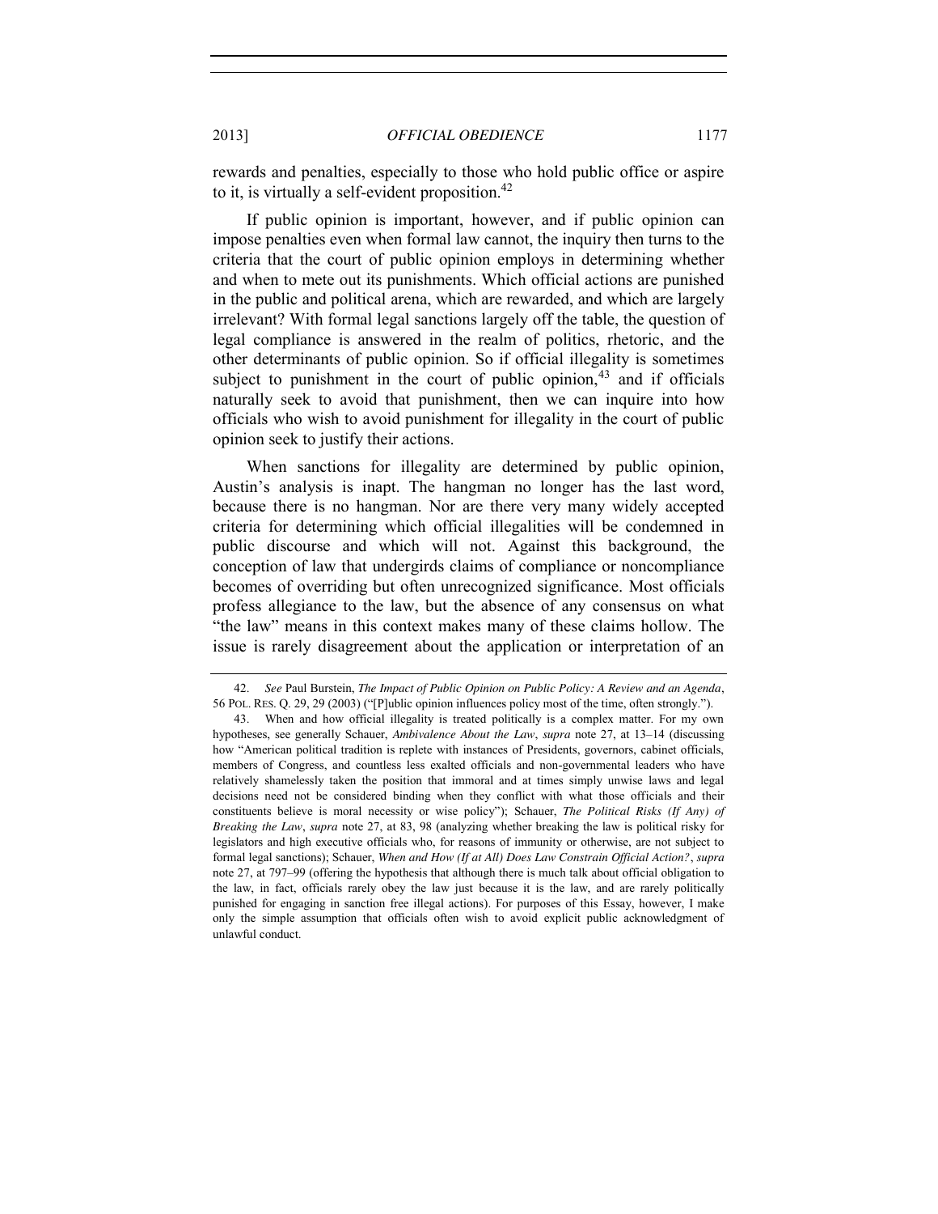rewards and penalties, especially to those who hold public office or aspire to it, is virtually a self-evident proposition.[42]

If public opinion is important, however, and if public opinion can impose penalties even when formal law cannot, the inquiry then turns to the criteria that the court of public opinion employs in determining whether and when to mete out its punishments. Which official actions are punished in the public and political arena, which are rewarded, and which are largely irrelevant? With formal legal sanctions largely off the table, the question of legal compliance is answered in the realm of politics, rhetoric, and the other determinants of public opinion. So if official illegality is sometimes subject to punishment in the court of public opinion,[43] and if officials naturally seek to avoid that punishment, then we can inquire into how officials who wish to avoid punishment for illegality in the court of public opinion seek to justify their actions.

When sanctions for illegality are determined by public opinion, Austin's analysis is inapt. The hangman no longer has the last word, because there is no hangman. Nor are there very many widely accepted criteria for determining which official illegalities will be condemned in public discourse and which will not. Against this background, the conception of law that undergirds claims of compliance or noncompliance becomes of overriding but often unrecognized significance. Most officials profess allegiance to the law, but the absence of any consensus on what "the law" means in this context makes many of these claims hollow. The issue is rarely disagreement about the application or interpretation of an

---

42. *See* Paul Burstein, *The Impact of Public Opinion on Public Policy: A Review and an Agenda*, 56 POL. RES. Q. 29, 29 (2003) ("[P]ublic opinion influences policy most of the time, often strongly.").

43. When and how official illegality is treated politically is a complex matter. For my own hypotheses, see generally Schauer, *Ambivalence About the Law*, *supra* note 27, at 13–14 (discussing how "American political tradition is replete with instances of Presidents, governors, cabinet officials, members of Congress, and countless less exalted officials and non-governmental leaders who have relatively shamelessly taken the position that immoral and at times simply unwise laws and legal decisions need not be considered binding when they conflict with what those officials and their constituents believe is moral necessity or wise policy"); Schauer, *The Political Risks (If Any) of Breaking the Law*, *supra* note 27, at 83, 98 (analyzing whether breaking the law is political risky for legislators and high executive officials who, for reasons of immunity or otherwise, are not subject to formal legal sanctions); Schauer, *When and How (If at All) Does Law Constrain Official Action?*, *supra* note 27, at 797–99 (offering the hypothesis that although there is much talk about official obligation to the law, in fact, officials rarely obey the law just because it is the law, and are rarely politically punished for engaging in sanction free illegal actions). For purposes of this Essay, however, I make only the simple assumption that officials often wish to avoid explicit public acknowledgment of unlawful conduct.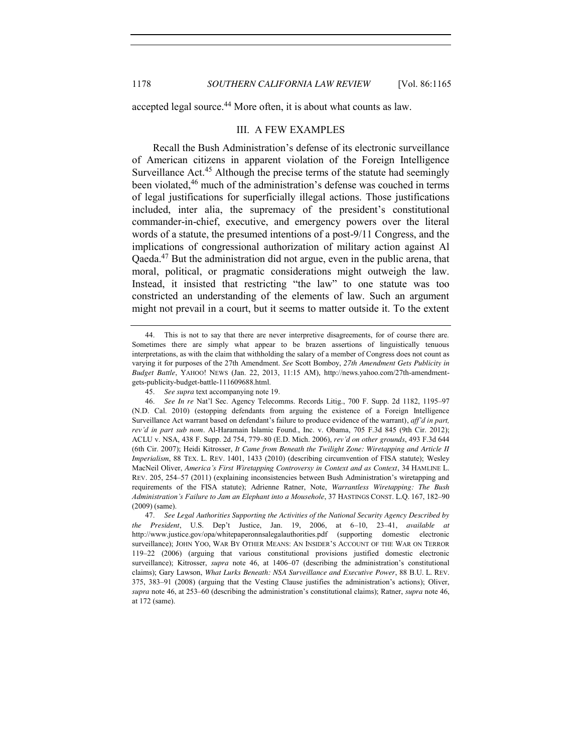accepted legal source.[44] More often, it is about what counts as law.

## III. A FEW EXAMPLES

Recall the Bush Administration's defense of its electronic surveillance of American citizens in apparent violation of the Foreign Intelligence Surveillance Act.[45] Although the precise terms of the statute had seemingly been violated,[46] much of the administration's defense was couched in terms of legal justifications for superficially illegal actions. Those justifications included, inter alia, the supremacy of the president's constitutional commander-in-chief, executive, and emergency powers over the literal words of a statute, the presumed intentions of a post-9/11 Congress, and the implications of congressional authorization of military action against Al Qaeda.[47] But the administration did not argue, even in the public arena, that moral, political, or pragmatic considerations might outweigh the law. Instead, it insisted that restricting "the law" to one statute was too constricted an understanding of the elements of law. Such an argument might not prevail in a court, but it seems to matter outside it. To the extent

---

44. This is not to say that there are never interpretive disagreements, for of course there are. Sometimes there are simply what appear to be brazen assertions of linguistically tenuous interpretations, as with the claim that withholding the salary of a member of Congress does not count as varying it for purposes of the 27th Amendment. *See* Scott Bomboy, *27th Amendment Gets Publicity in Budget Battle*, YAHOO! NEWS (Jan. 22, 2013, 11:15 AM), http://news.yahoo.com/27th-amendment-gets-publicity-budget-battle-111609688.html.

45. *See supra* text accompanying note 19.

46. *See In re* Nat'l Sec. Agency Telecomms. Records Litig., 700 F. Supp. 2d 1182, 1195–97 (N.D. Cal. 2010) (estopping defendants from arguing the existence of a Foreign Intelligence Surveillance Act warrant based on defendant's failure to produce evidence of the warrant), *aff'd in part, rev'd in part sub nom*. Al-Haramain Islamic Found., Inc. v. Obama, 705 F.3d 845 (9th Cir. 2012); ACLU v. NSA, 438 F. Supp. 2d 754, 779–80 (E.D. Mich. 2006), *rev'd on other grounds*, 493 F.3d 644 (6th Cir. 2007); Heidi Kitrosser, *It Came from Beneath the Twilight Zone: Wiretapping and Article II Imperialism*, 88 TEX. L. REV. 1401, 1433 (2010) (describing circumvention of FISA statute); Wesley MacNeil Oliver, *America's First Wiretapping Controversy in Context and as Context*, 34 HAMLINE L. REV. 205, 254–57 (2011) (explaining inconsistencies between Bush Administration's wiretapping and requirements of the FISA statute); Adrienne Ratner, Note, *Warrantless Wiretapping: The Bush Administration's Failure to Jam an Elephant into a Mousehole*, 37 HASTINGS CONST. L.Q. 167, 182–90 (2009) (same).

47. *See Legal Authorities Supporting the Activities of the National Security Agency Described by the President*, U.S. Dep't Justice, Jan. 19, 2006, at 6–10, 23–41, *available at* http://www.justice.gov/opa/whitepaperonnsalegalauthorities.pdf (supporting domestic electronic surveillance); JOHN YOO, WAR BY OTHER MEANS: AN INSIDER'S ACCOUNT OF THE WAR ON TERROR 119–22 (2006) (arguing that various constitutional provisions justified domestic electronic surveillance); Kitrosser, *supra* note 46, at 1406–07 (describing the administration's constitutional claims); Gary Lawson, *What Lurks Beneath: NSA Surveillance and Executive Power*, 88 B.U. L. REV. 375, 383–91 (2008) (arguing that the Vesting Clause justifies the administration's actions); Oliver, *supra* note 46, at 253–60 (describing the administration's constitutional claims); Ratner, *supra* note 46, at 172 (same).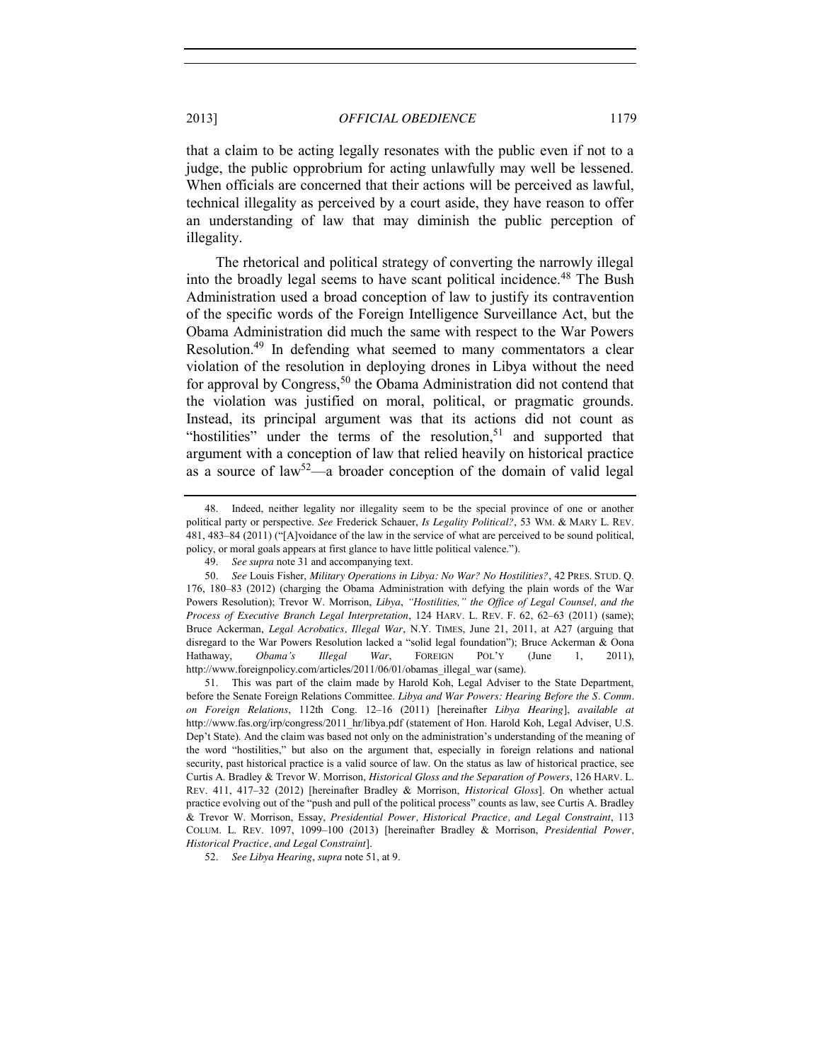that a claim to be acting legally resonates with the public even if not to a judge, the public opprobrium for acting unlawfully may well be lessened. When officials are concerned that their actions will be perceived as lawful, technical illegality as perceived by a court aside, they have reason to offer an understanding of law that may diminish the public perception of illegality.

The rhetorical and political strategy of converting the narrowly illegal into the broadly legal seems to have scant political incidence.[48] The Bush Administration used a broad conception of law to justify its contravention of the specific words of the Foreign Intelligence Surveillance Act, but the Obama Administration did much the same with respect to the War Powers Resolution.[49] In defending what seemed to many commentators a clear violation of the resolution in deploying drones in Libya without the need for approval by Congress,[50] the Obama Administration did not contend that the violation was justified on moral, political, or pragmatic grounds. Instead, its principal argument was that its actions did not count as "hostilities" under the terms of the resolution,[51] and supported that argument with a conception of law that relied heavily on historical practice as a source of law[52]—a broader conception of the domain of valid legal

---

48. Indeed, neither legality nor illegality seem to be the special province of one or another political party or perspective. *See* Frederick Schauer, *Is Legality Political?*, 53 WM. & MARY L. REV. 481, 483–84 (2011) ("[A]voidance of the law in the service of what are perceived to be sound political, policy, or moral goals appears at first glance to have little political valence.").

49. *See supra* note 31 and accompanying text.

50. *See* Louis Fisher, *Military Operations in Libya: No War? No Hostilities?*, 42 PRES. STUD. Q. 176, 180–83 (2012) (charging the Obama Administration with defying the plain words of the War Powers Resolution); Trevor W. Morrison, *Libya, "Hostilities," the Office of Legal Counsel, and the Process of Executive Branch Legal Interpretation*, 124 HARV. L. REV. F. 62, 62–63 (2011) (same); Bruce Ackerman, *Legal Acrobatics, Illegal War*, N.Y. TIMES, June 21, 2011, at A27 (arguing that disregard to the War Powers Resolution lacked a "solid legal foundation"); Bruce Ackerman & Oona Hathaway, *Obama's Illegal War*, FOREIGN POL'Y (June 1, 2011), http://www.foreignpolicy.com/articles/2011/06/01/obamas_illegal_war (same).

51. This was part of the claim made by Harold Koh, Legal Adviser to the State Department, before the Senate Foreign Relations Committee. *Libya and War Powers: Hearing Before the S. Comm. on Foreign Relations*, 112th Cong. 12–16 (2011) [hereinafter *Libya Hearing*], *available at* http://www.fas.org/irp/congress/2011_hr/libya.pdf (statement of Hon. Harold Koh, Legal Adviser, U.S. Dep't State). And the claim was based not only on the administration's understanding of the meaning of the word "hostilities," but also on the argument that, especially in foreign relations and national security, past historical practice is a valid source of law. On the status as law of historical practice, see Curtis A. Bradley & Trevor W. Morrison, *Historical Gloss and the Separation of Powers*, 126 HARV. L. REV. 411, 417–32 (2012) [hereinafter Bradley & Morrison, *Historical Gloss*]. On whether actual practice evolving out of the "push and pull of the political process" counts as law, see Curtis A. Bradley & Trevor W. Morrison, Essay, *Presidential Power, Historical Practice, and Legal Constraint*, 113 COLUM. L. REV. 1097, 1099–100 (2013) [hereinafter Bradley & Morrison, *Presidential Power, Historical Practice, and Legal Constraint*].

52. *See Libya Hearing*, *supra* note 51, at 9.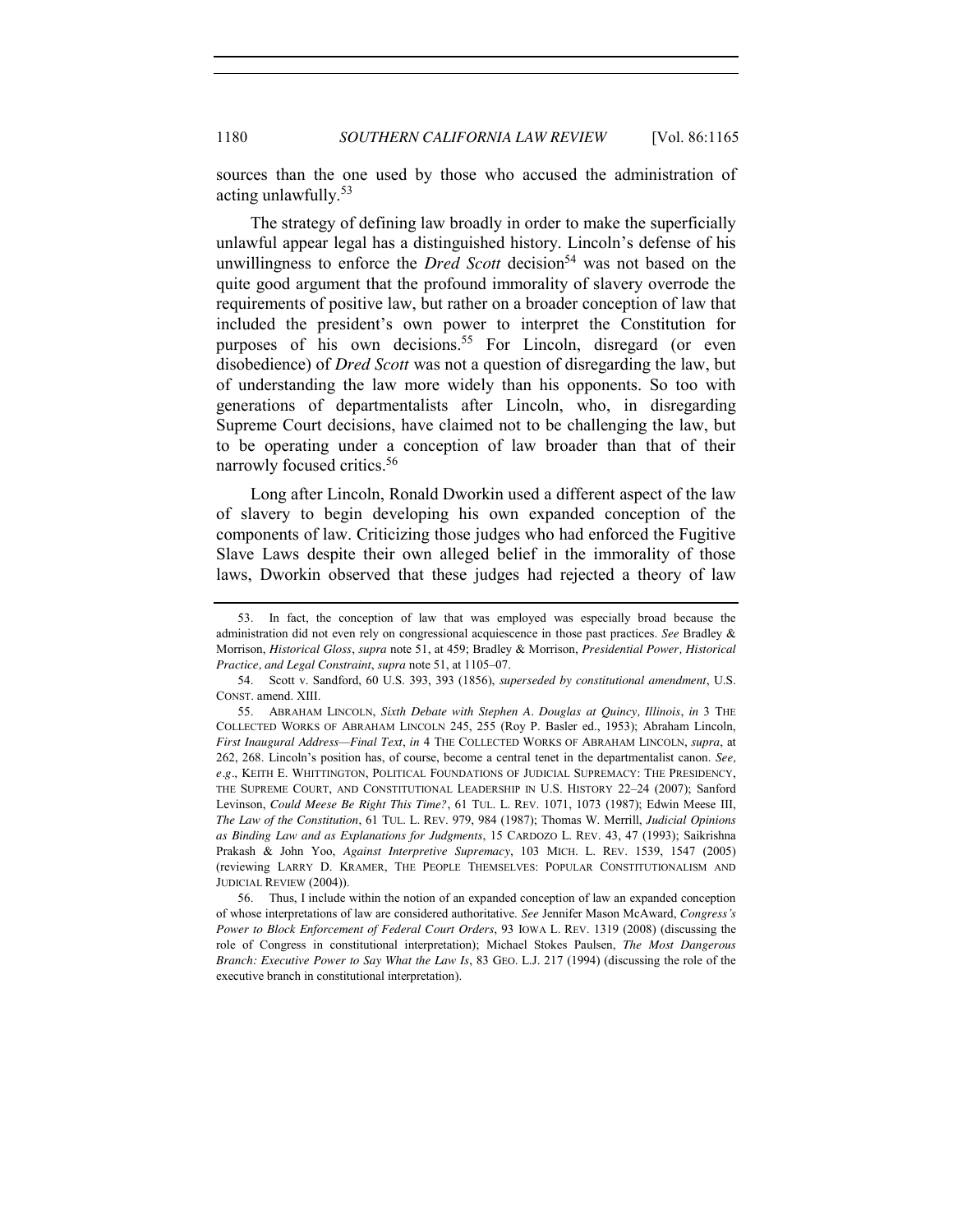sources than the one used by those who accused the administration of acting unlawfully.[53]

The strategy of defining law broadly in order to make the superficially unlawful appear legal has a distinguished history. Lincoln's defense of his unwillingness to enforce the *Dred Scott* decision[54] was not based on the quite good argument that the profound immorality of slavery overrode the requirements of positive law, but rather on a broader conception of law that included the president's own power to interpret the Constitution for purposes of his own decisions.[55] For Lincoln, disregard (or even disobedience) of *Dred Scott* was not a question of disregarding the law, but of understanding the law more widely than his opponents. So too with generations of departmentalists after Lincoln, who, in disregarding Supreme Court decisions, have claimed not to be challenging the law, but to be operating under a conception of law broader than that of their narrowly focused critics.[56]

Long after Lincoln, Ronald Dworkin used a different aspect of the law of slavery to begin developing his own expanded conception of the components of law. Criticizing those judges who had enforced the Fugitive Slave Laws despite their own alleged belief in the immorality of those laws, Dworkin observed that these judges had rejected a theory of law

---

53. In fact, the conception of law that was employed was especially broad because the administration did not even rely on congressional acquiescence in those past practices. *See* Bradley & Morrison, *Historical Gloss*, *supra* note 51, at 459; Bradley & Morrison, *Presidential Power, Historical Practice, and Legal Constraint*, *supra* note 51, at 1105–07.

54. Scott v. Sandford, 60 U.S. 393, 393 (1856), *superseded by constitutional amendment*, U.S. CONST. amend. XIII.

55. ABRAHAM LINCOLN, *Sixth Debate with Stephen A. Douglas at Quincy, Illinois*, *in* 3 THE COLLECTED WORKS OF ABRAHAM LINCOLN 245, 255 (Roy P. Basler ed., 1953); Abraham Lincoln, *First Inaugural Address—Final Text*, *in* 4 THE COLLECTED WORKS OF ABRAHAM LINCOLN, *supra*, at 262, 268. Lincoln's position has, of course, become a central tenet in the departmentalist canon. *See, e.g.*, KEITH E. WHITTINGTON, POLITICAL FOUNDATIONS OF JUDICIAL SUPREMACY: THE PRESIDENCY, THE SUPREME COURT, AND CONSTITUTIONAL LEADERSHIP IN U.S. HISTORY 22–24 (2007); Sanford Levinson, *Could Meese Be Right This Time?*, 61 TUL. L. REV. 1071, 1073 (1987); Edwin Meese III, *The Law of the Constitution*, 61 TUL. L. REV. 979, 984 (1987); Thomas W. Merrill, *Judicial Opinions as Binding Law and as Explanations for Judgments*, 15 CARDOZO L. REV. 43, 47 (1993); Saikrishna Prakash & John Yoo, *Against Interpretive Supremacy*, 103 MICH. L. REV. 1539, 1547 (2005) (reviewing LARRY D. KRAMER, THE PEOPLE THEMSELVES: POPULAR CONSTITUTIONALISM AND JUDICIAL REVIEW (2004)).

56. Thus, I include within the notion of an expanded conception of law an expanded conception of whose interpretations of law are considered authoritative. *See* Jennifer Mason McAward, *Congress's Power to Block Enforcement of Federal Court Orders*, 93 IOWA L. REV. 1319 (2008) (discussing the role of Congress in constitutional interpretation); Michael Stokes Paulsen, *The Most Dangerous Branch: Executive Power to Say What the Law Is*, 83 GEO. L.J. 217 (1994) (discussing the role of the executive branch in constitutional interpretation).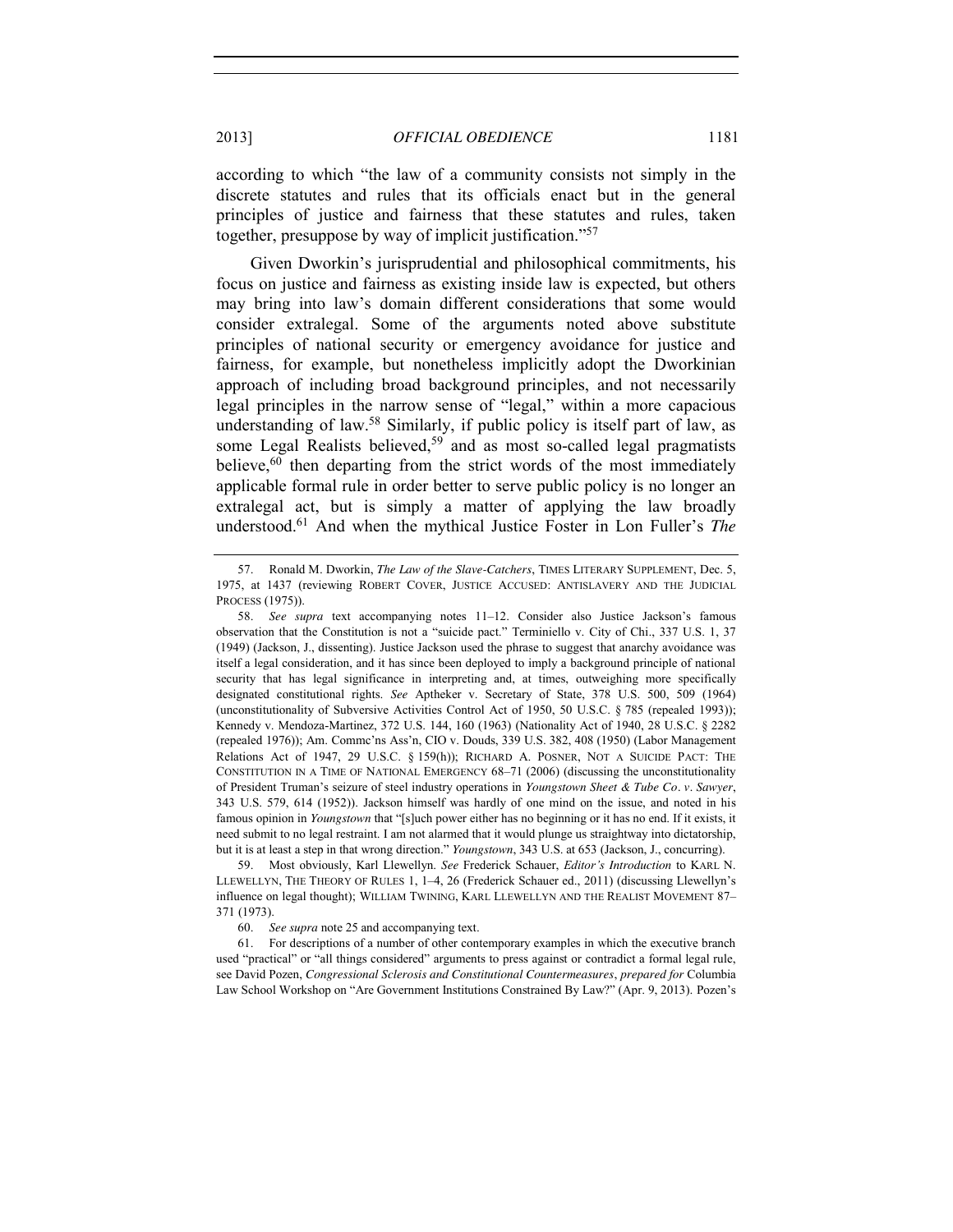according to which "the law of a community consists not simply in the discrete statutes and rules that its officials enact but in the general principles of justice and fairness that these statutes and rules, taken together, presuppose by way of implicit justification."[57]

Given Dworkin's jurisprudential and philosophical commitments, his focus on justice and fairness as existing inside law is expected, but others may bring into law's domain different considerations that some would consider extralegal. Some of the arguments noted above substitute principles of national security or emergency avoidance for justice and fairness, for example, but nonetheless implicitly adopt the Dworkinian approach of including broad background principles, and not necessarily legal principles in the narrow sense of "legal," within a more capacious understanding of law.[58] Similarly, if public policy is itself part of law, as some Legal Realists believed,[59] and as most so-called legal pragmatists believe,[60] then departing from the strict words of the most immediately applicable formal rule in order better to serve public policy is no longer an extralegal act, but is simply a matter of applying the law broadly understood.[61] And when the mythical Justice Foster in Lon Fuller's *The*

---

57. Ronald M. Dworkin, *The Law of the Slave-Catchers*, TIMES LITERARY SUPPLEMENT, Dec. 5, 1975, at 1437 (reviewing ROBERT COVER, JUSTICE ACCUSED: ANTISLAVERY AND THE JUDICIAL PROCESS (1975)).

58. *See supra* text accompanying notes 11–12. Consider also Justice Jackson's famous observation that the Constitution is not a "suicide pact." Terminiello v. City of Chi., 337 U.S. 1, 37 (1949) (Jackson, J., dissenting). Justice Jackson used the phrase to suggest that anarchy avoidance was itself a legal consideration, and it has since been deployed to imply a background principle of national security that has legal significance in interpreting and, at times, outweighing more specifically designated constitutional rights. *See* Aptheker v. Secretary of State, 378 U.S. 500, 509 (1964) (unconstitutionality of Subversive Activities Control Act of 1950, 50 U.S.C. § 785 (repealed 1993)); Kennedy v. Mendoza-Martinez, 372 U.S. 144, 160 (1963) (Nationality Act of 1940, 28 U.S.C. § 2282 (repealed 1976)); Am. Commc'ns Ass'n, CIO v. Douds, 339 U.S. 382, 408 (1950) (Labor Management Relations Act of 1947, 29 U.S.C. § 159(h)); RICHARD A. POSNER, NOT A SUICIDE PACT: THE CONSTITUTION IN A TIME OF NATIONAL EMERGENCY 68–71 (2006) (discussing the unconstitutionality of President Truman's seizure of steel industry operations in *Youngstown Sheet & Tube Co. v. Sawyer*, 343 U.S. 579, 614 (1952)). Jackson himself was hardly of one mind on the issue, and noted in his famous opinion in *Youngstown* that "[s]uch power either has no beginning or it has no end. If it exists, it need submit to no legal restraint. I am not alarmed that it would plunge us straightway into dictatorship, but it is at least a step in that wrong direction." *Youngstown*, 343 U.S. at 653 (Jackson, J., concurring).

59. Most obviously, Karl Llewellyn. *See* Frederick Schauer, *Editor's Introduction* to KARL N. LLEWELLYN, THE THEORY OF RULES 1, 1–4, 26 (Frederick Schauer ed., 2011) (discussing Llewellyn's influence on legal thought); WILLIAM TWINING, KARL LLEWELLYN AND THE REALIST MOVEMENT 87–371 (1973).

60. *See supra* note 25 and accompanying text.

61. For descriptions of a number of other contemporary examples in which the executive branch used "practical" or "all things considered" arguments to press against or contradict a formal legal rule, see David Pozen, *Congressional Sclerosis and Constitutional Countermeasures*, *prepared for* Columbia Law School Workshop on "Are Government Institutions Constrained By Law?" (Apr. 9, 2013). Pozen's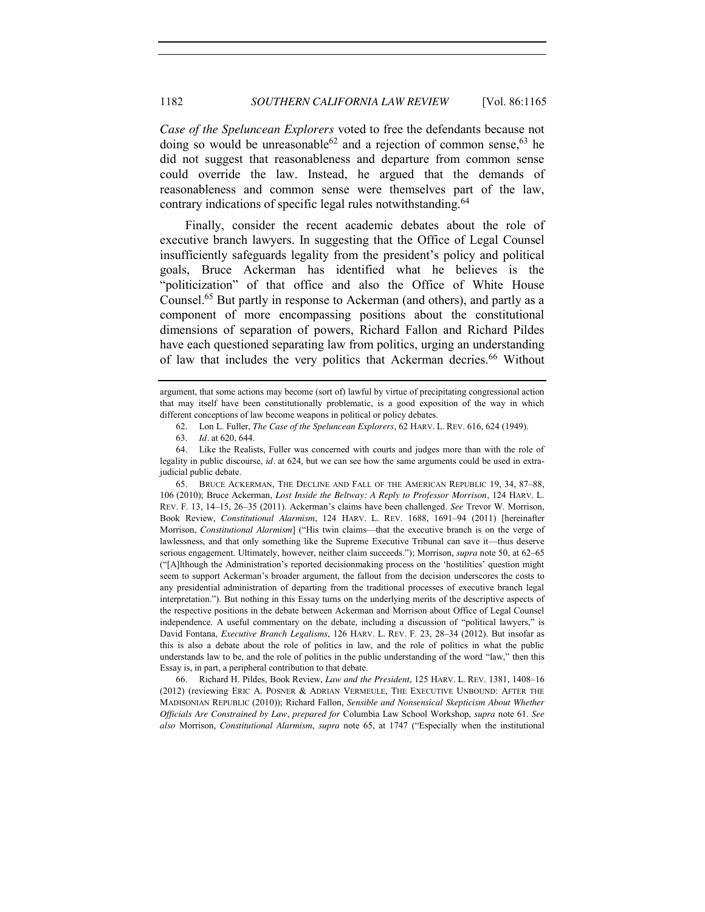*Case of the Speluncean Explorers* voted to free the defendants because not doing so would be unreasonable[62] and a rejection of common sense,[63] he did not suggest that reasonableness and departure from common sense could override the law. Instead, he argued that the demands of reasonableness and common sense were themselves part of the law, contrary indications of specific legal rules notwithstanding.[64]

Finally, consider the recent academic debates about the role of executive branch lawyers. In suggesting that the Office of Legal Counsel insufficiently safeguards legality from the president's policy and political goals, Bruce Ackerman has identified what he believes is the "politicization" of that office and also the Office of White House Counsel.[65] But partly in response to Ackerman (and others), and partly as a component of more encompassing positions about the constitutional dimensions of separation of powers, Richard Fallon and Richard Pildes have each questioned separating law from politics, urging an understanding of law that includes the very politics that Ackerman decries.[66] Without

---

argument, that some actions may become (sort of) lawful by virtue of precipitating congressional action that may itself have been constitutionally problematic, is a good exposition of the way in which different conceptions of law become weapons in political or policy debates.

62. Lon L. Fuller, *The Case of the Speluncean Explorers*, 62 HARV. L. REV. 616, 624 (1949).

63. *Id*. at 620, 644.

64. Like the Realists, Fuller was concerned with courts and judges more than with the role of legality in public discourse, *id*. at 624, but we can see how the same arguments could be used in extra-judicial public debate.

65. BRUCE ACKERMAN, THE DECLINE AND FALL OF THE AMERICAN REPUBLIC 19, 34, 87–88, 106 (2010); Bruce Ackerman, *Lost Inside the Beltway: A Reply to Professor Morrison*, 124 HARV. L. REV. F. 13, 14–15, 26–35 (2011). Ackerman's claims have been challenged. *See* Trevor W. Morrison, Book Review, *Constitutional Alarmism*, 124 HARV. L. REV. 1688, 1691–94 (2011) [hereinafter Morrison, *Constitutional Alarmism*] ("His twin claims—that the executive branch is on the verge of lawlessness, and that only something like the Supreme Executive Tribunal can save it—thus deserve serious engagement. Ultimately, however, neither claim succeeds."); Morrison, *supra* note 50, at 62–65 ("[A]lthough the Administration's reported decisionmaking process on the 'hostilities' question might seem to support Ackerman's broader argument, the fallout from the decision underscores the costs to any presidential administration of departing from the traditional processes of executive branch legal interpretation."). But nothing in this Essay turns on the underlying merits of the descriptive aspects of the respective positions in the debate between Ackerman and Morrison about Office of Legal Counsel independence. A useful commentary on the debate, including a discussion of "political lawyers," is David Fontana, *Executive Branch Legalisms*, 126 HARV. L. REV. F. 23, 28–34 (2012). But insofar as this is also a debate about the role of politics in law, and the role of politics in what the public understands law to be, and the role of politics in the public understanding of the word "law," then this Essay is, in part, a peripheral contribution to that debate.

66. Richard H. Pildes, Book Review, *Law and the President*, 125 HARV. L. REV. 1381, 1408–16 (2012) (reviewing ERIC A. POSNER & ADRIAN VERMEULE, THE EXECUTIVE UNBOUND: AFTER THE MADISONIAN REPUBLIC (2010)); Richard Fallon, *Sensible and Nonsensical Skepticism About Whether Officials Are Constrained by Law*, *prepared for* Columbia Law School Workshop, *supra* note 61. *See also* Morrison, *Constitutional Alarmism*, *supra* note 65, at 1747 ("Especially when the institutional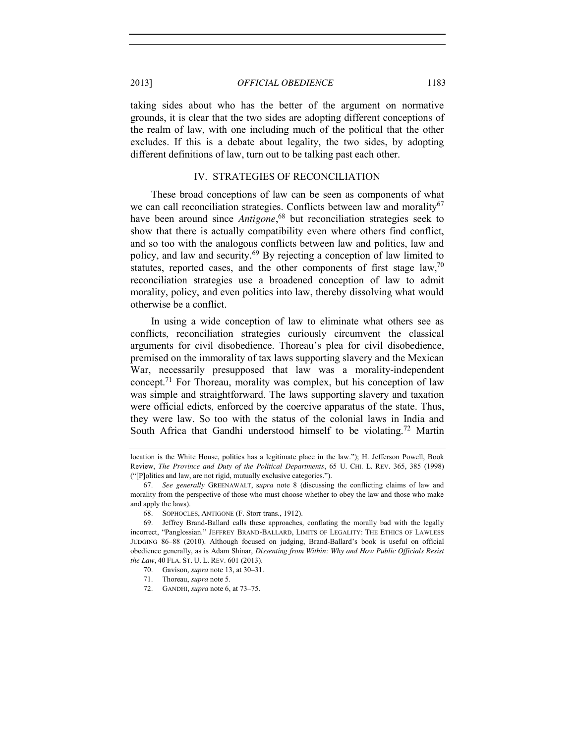taking sides about who has the better of the argument on normative grounds, it is clear that the two sides are adopting different conceptions of the realm of law, with one including much of the political that the other excludes. If this is a debate about legality, the two sides, by adopting different definitions of law, turn out to be talking past each other.

## IV. STRATEGIES OF RECONCILIATION

These broad conceptions of law can be seen as components of what we can call reconciliation strategies. Conflicts between law and morality[67] have been around since *Antigone*,[68] but reconciliation strategies seek to show that there is actually compatibility even where others find conflict, and so too with the analogous conflicts between law and politics, law and policy, and law and security.[69] By rejecting a conception of law limited to statutes, reported cases, and the other components of first stage law,[70] reconciliation strategies use a broadened conception of law to admit morality, policy, and even politics into law, thereby dissolving what would otherwise be a conflict.

In using a wide conception of law to eliminate what others see as conflicts, reconciliation strategies curiously circumvent the classical arguments for civil disobedience. Thoreau's plea for civil disobedience, premised on the immorality of tax laws supporting slavery and the Mexican War, necessarily presupposed that law was a morality-independent concept.[71] For Thoreau, morality was complex, but his conception of law was simple and straightforward. The laws supporting slavery and taxation were official edicts, enforced by the coercive apparatus of the state. Thus, they were law. So too with the status of the colonial laws in India and South Africa that Gandhi understood himself to be violating.[72] Martin

---

location is the White House, politics has a legitimate place in the law."); H. Jefferson Powell, Book Review, *The Province and Duty of the Political Departments*, 65 U. CHI. L. REV. 365, 385 (1998) ("[P]olitics and law, are not rigid, mutually exclusive categories.").

67. *See generally* GREENAWALT, *supra* note 8 (discussing the conflicting claims of law and morality from the perspective of those who must choose whether to obey the law and those who make and apply the laws).

68. SOPHOCLES, ANTIGONE (F. Storr trans., 1912).

69. Jeffrey Brand-Ballard calls these approaches, conflating the morally bad with the legally incorrect, "Panglossian." JEFFREY BRAND-BALLARD, LIMITS OF LEGALITY: THE ETHICS OF LAWLESS JUDGING 86–88 (2010). Although focused on judging, Brand-Ballard's book is useful on official obedience generally, as is Adam Shinar, *Dissenting from Within: Why and How Public Officials Resist the Law*, 40 FLA. ST. U. L. REV. 601 (2013).

70. Gavison, *supra* note 13, at 30–31.

71. Thoreau, *supra* note 5.

72. GANDHI, *supra* note 6, at 73–75.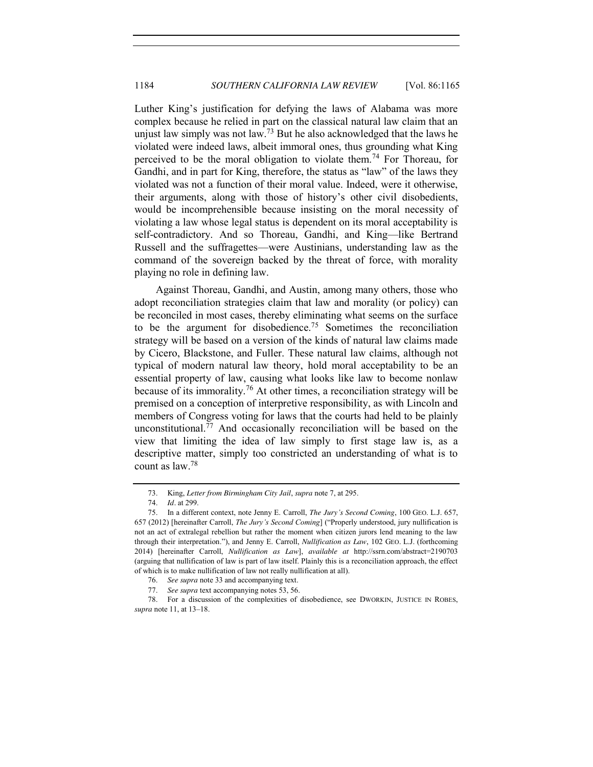Luther King's justification for defying the laws of Alabama was more complex because he relied in part on the classical natural law claim that an unjust law simply was not law.[73] But he also acknowledged that the laws he violated were indeed laws, albeit immoral ones, thus grounding what King perceived to be the moral obligation to violate them.[74] For Thoreau, for Gandhi, and in part for King, therefore, the status as "law" of the laws they violated was not a function of their moral value. Indeed, were it otherwise, their arguments, along with those of history's other civil disobedients, would be incomprehensible because insisting on the moral necessity of violating a law whose legal status is dependent on its moral acceptability is self-contradictory. And so Thoreau, Gandhi, and King—like Bertrand Russell and the suffragettes—were Austinians, understanding law as the command of the sovereign backed by the threat of force, with morality playing no role in defining law.

Against Thoreau, Gandhi, and Austin, among many others, those who adopt reconciliation strategies claim that law and morality (or policy) can be reconciled in most cases, thereby eliminating what seems on the surface to be the argument for disobedience.[75] Sometimes the reconciliation strategy will be based on a version of the kinds of natural law claims made by Cicero, Blackstone, and Fuller. These natural law claims, although not typical of modern natural law theory, hold moral acceptability to be an essential property of law, causing what looks like law to become nonlaw because of its immorality.[76] At other times, a reconciliation strategy will be premised on a conception of interpretive responsibility, as with Lincoln and members of Congress voting for laws that the courts had held to be plainly unconstitutional.[77] And occasionally reconciliation will be based on the view that limiting the idea of law simply to first stage law is, as a descriptive matter, simply too constricted an understanding of what is to count as law.[78]

73. King, *Letter from Birmingham City Jail*, *supra* note 7, at 295.

74. *Id*. at 299.

75. In a different context, note Jenny E. Carroll, *The Jury's Second Coming*, 100 GEO. L.J. 657, 657 (2012) [hereinafter Carroll, *The Jury's Second Coming*] ("Properly understood, jury nullification is not an act of extralegal rebellion but rather the moment when citizen jurors lend meaning to the law through their interpretation."), and Jenny E. Carroll, *Nullification as Law*, 102 GEO. L.J. (forthcoming 2014) [hereinafter Carroll, *Nullification as Law*], *available at* http://ssrn.com/abstract=2190703 (arguing that nullification of law is part of law itself. Plainly this is a reconciliation approach, the effect of which is to make nullification of law not really nullification at all).

76. *See supra* note 33 and accompanying text.

77. *See supra* text accompanying notes 53, 56.

78. For a discussion of the complexities of disobedience, see DWORKIN, JUSTICE IN ROBES, *supra* note 11, at 13–18.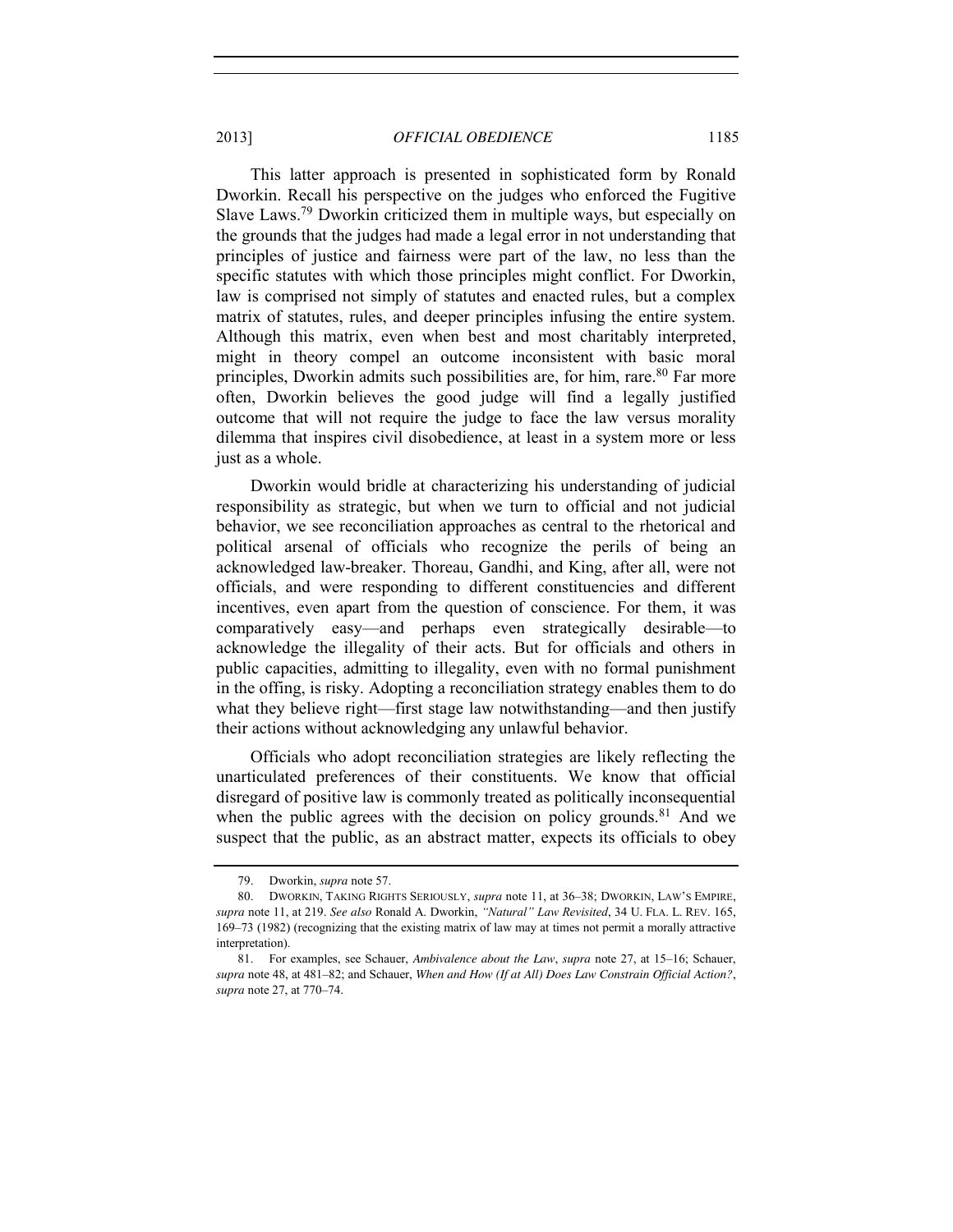This latter approach is presented in sophisticated form by Ronald Dworkin. Recall his perspective on the judges who enforced the Fugitive Slave Laws.[79] Dworkin criticized them in multiple ways, but especially on the grounds that the judges had made a legal error in not understanding that principles of justice and fairness were part of the law, no less than the specific statutes with which those principles might conflict. For Dworkin, law is comprised not simply of statutes and enacted rules, but a complex matrix of statutes, rules, and deeper principles infusing the entire system. Although this matrix, even when best and most charitably interpreted, might in theory compel an outcome inconsistent with basic moral principles, Dworkin admits such possibilities are, for him, rare.[80] Far more often, Dworkin believes the good judge will find a legally justified outcome that will not require the judge to face the law versus morality dilemma that inspires civil disobedience, at least in a system more or less just as a whole.

Dworkin would bridle at characterizing his understanding of judicial responsibility as strategic, but when we turn to official and not judicial behavior, we see reconciliation approaches as central to the rhetorical and political arsenal of officials who recognize the perils of being an acknowledged law-breaker. Thoreau, Gandhi, and King, after all, were not officials, and were responding to different constituencies and different incentives, even apart from the question of conscience. For them, it was comparatively easy—and perhaps even strategically desirable—to acknowledge the illegality of their acts. But for officials and others in public capacities, admitting to illegality, even with no formal punishment in the offing, is risky. Adopting a reconciliation strategy enables them to do what they believe right—first stage law notwithstanding—and then justify their actions without acknowledging any unlawful behavior.

Officials who adopt reconciliation strategies are likely reflecting the unarticulated preferences of their constituents. We know that official disregard of positive law is commonly treated as politically inconsequential when the public agrees with the decision on policy grounds.[81] And we suspect that the public, as an abstract matter, expects its officials to obey

---

79. Dworkin, *supra* note 57.

80. DWORKIN, TAKING RIGHTS SERIOUSLY, *supra* note 11, at 36–38; DWORKIN, LAW'S EMPIRE, *supra* note 11, at 219. *See also* Ronald A. Dworkin, *"Natural" Law Revisited*, 34 U. FLA. L. REV. 165, 169–73 (1982) (recognizing that the existing matrix of law may at times not permit a morally attractive interpretation).

81. For examples, see Schauer, *Ambivalence about the Law*, *supra* note 27, at 15–16; Schauer, *supra* note 48, at 481–82; and Schauer, *When and How (If at All) Does Law Constrain Official Action?*, *supra* note 27, at 770–74.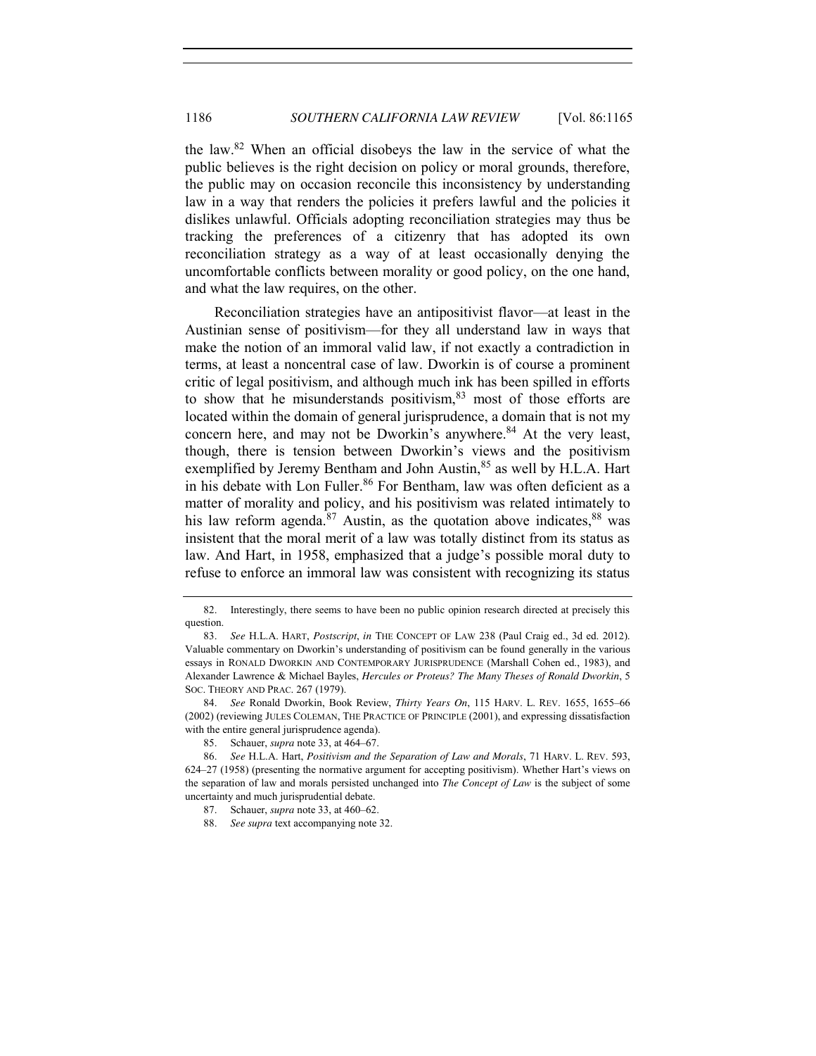the law.[82] When an official disobeys the law in the service of what the public believes is the right decision on policy or moral grounds, therefore, the public may on occasion reconcile this inconsistency by understanding law in a way that renders the policies it prefers lawful and the policies it dislikes unlawful. Officials adopting reconciliation strategies may thus be tracking the preferences of a citizenry that has adopted its own reconciliation strategy as a way of at least occasionally denying the uncomfortable conflicts between morality or good policy, on the one hand, and what the law requires, on the other.

Reconciliation strategies have an antipositivist flavor—at least in the Austinian sense of positivism—for they all understand law in ways that make the notion of an immoral valid law, if not exactly a contradiction in terms, at least a noncentral case of law. Dworkin is of course a prominent critic of legal positivism, and although much ink has been spilled in efforts to show that he misunderstands positivism,[83] most of those efforts are located within the domain of general jurisprudence, a domain that is not my concern here, and may not be Dworkin's anywhere.[84] At the very least, though, there is tension between Dworkin's views and the positivism exemplified by Jeremy Bentham and John Austin,[85] as well by H.L.A. Hart in his debate with Lon Fuller.[86] For Bentham, law was often deficient as a matter of morality and policy, and his positivism was related intimately to his law reform agenda.[87] Austin, as the quotation above indicates,[88] was insistent that the moral merit of a law was totally distinct from its status as law. And Hart, in 1958, emphasized that a judge's possible moral duty to refuse to enforce an immoral law was consistent with recognizing its status

---

82. Interestingly, there seems to have been no public opinion research directed at precisely this question.

83. *See* H.L.A. HART, *Postscript*, *in* THE CONCEPT OF LAW 238 (Paul Craig ed., 3d ed. 2012). Valuable commentary on Dworkin's understanding of positivism can be found generally in the various essays in RONALD DWORKIN AND CONTEMPORARY JURISPRUDENCE (Marshall Cohen ed., 1983), and Alexander Lawrence & Michael Bayles, *Hercules or Proteus? The Many Theses of Ronald Dworkin*, 5 SOC. THEORY AND PRAC. 267 (1979).

84. *See* Ronald Dworkin, Book Review, *Thirty Years On*, 115 HARV. L. REV. 1655, 1655–66 (2002) (reviewing JULES COLEMAN, THE PRACTICE OF PRINCIPLE (2001), and expressing dissatisfaction with the entire general jurisprudence agenda).

85. Schauer, *supra* note 33, at 464–67.

86. *See* H.L.A. Hart, *Positivism and the Separation of Law and Morals*, 71 HARV. L. REV. 593, 624–27 (1958) (presenting the normative argument for accepting positivism). Whether Hart's views on the separation of law and morals persisted unchanged into *The Concept of Law* is the subject of some uncertainty and much jurisprudential debate.

87. Schauer, *supra* note 33, at 460–62.

88. *See supra* text accompanying note 32.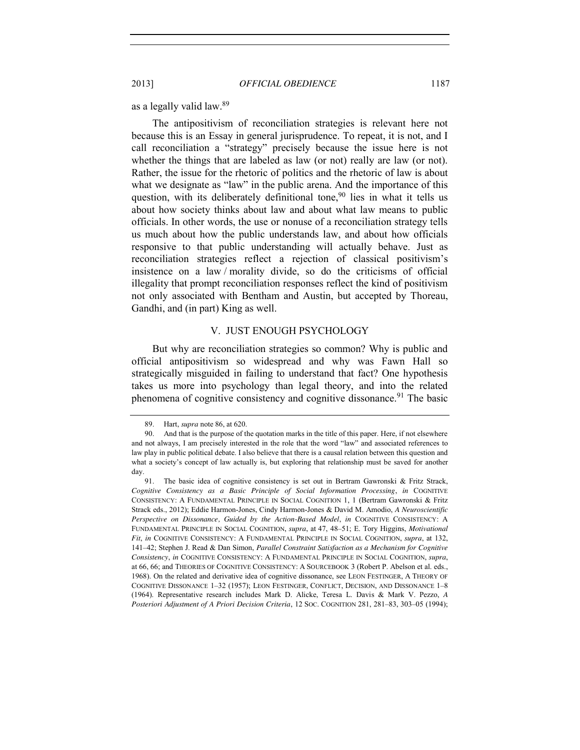as a legally valid law.[89]

The antipositivism of reconciliation strategies is relevant here not because this is an Essay in general jurisprudence. To repeat, it is not, and I call reconciliation a "strategy" precisely because the issue here is not whether the things that are labeled as law (or not) really are law (or not). Rather, the issue for the rhetoric of politics and the rhetoric of law is about what we designate as "law" in the public arena. And the importance of this question, with its deliberately definitional tone,[90] lies in what it tells us about how society thinks about law and about what law means to public officials. In other words, the use or nonuse of a reconciliation strategy tells us much about how the public understands law, and about how officials responsive to that public understanding will actually behave. Just as reconciliation strategies reflect a rejection of classical positivism's insistence on a law / morality divide, so do the criticisms of official illegality that prompt reconciliation responses reflect the kind of positivism not only associated with Bentham and Austin, but accepted by Thoreau, Gandhi, and (in part) King as well.

## V. JUST ENOUGH PSYCHOLOGY

But why are reconciliation strategies so common? Why is public and official antipositivism so widespread and why was Fawn Hall so strategically misguided in failing to understand that fact? One hypothesis takes us more into psychology than legal theory, and into the related phenomena of cognitive consistency and cognitive dissonance.[91] The basic

---

89. Hart, *supra* note 86, at 620.

90. And that is the purpose of the quotation marks in the title of this paper. Here, if not elsewhere and not always, I am precisely interested in the role that the word "law" and associated references to law play in public political debate. I also believe that there is a causal relation between this question and what a society's concept of law actually is, but exploring that relationship must be saved for another day.

91. The basic idea of cognitive consistency is set out in Bertram Gawronski & Fritz Strack, *Cognitive Consistency as a Basic Principle of Social Information Processing*, *in* COGNITIVE CONSISTENCY: A FUNDAMENTAL PRINCIPLE IN SOCIAL COGNITION 1, 1 (Bertram Gawronski & Fritz Strack eds., 2012); Eddie Harmon-Jones, Cindy Harmon-Jones & David M. Amodio, *A Neuroscientific Perspective on Dissonance, Guided by the Action-Based Model*, *in* COGNITIVE CONSISTENCY: A FUNDAMENTAL PRINCIPLE IN SOCIAL COGNITION, *supra*, at 47, 48–51; E. Tory Higgins, *Motivational Fit*, *in* COGNITIVE CONSISTENCY: A FUNDAMENTAL PRINCIPLE IN SOCIAL COGNITION, *supra*, at 132, 141–42; Stephen J. Read & Dan Simon, *Parallel Constraint Satisfaction as a Mechanism for Cognitive Consistency*, *in* COGNITIVE CONSISTENCY: A FUNDAMENTAL PRINCIPLE IN SOCIAL COGNITION, *supra*, at 66, 66; and THEORIES OF COGNITIVE CONSISTENCY: A SOURCEBOOK 3 (Robert P. Abelson et al. eds., 1968). On the related and derivative idea of cognitive dissonance, see LEON FESTINGER, A THEORY OF COGNITIVE DISSONANCE 1–32 (1957); LEON FESTINGER, CONFLICT, DECISION, AND DISSONANCE 1–8 (1964). Representative research includes Mark D. Alicke, Teresa L. Davis & Mark V. Pezzo, *A Posteriori Adjustment of A Priori Decision Criteria*, 12 SOC. COGNITION 281, 281–83, 303–05 (1994);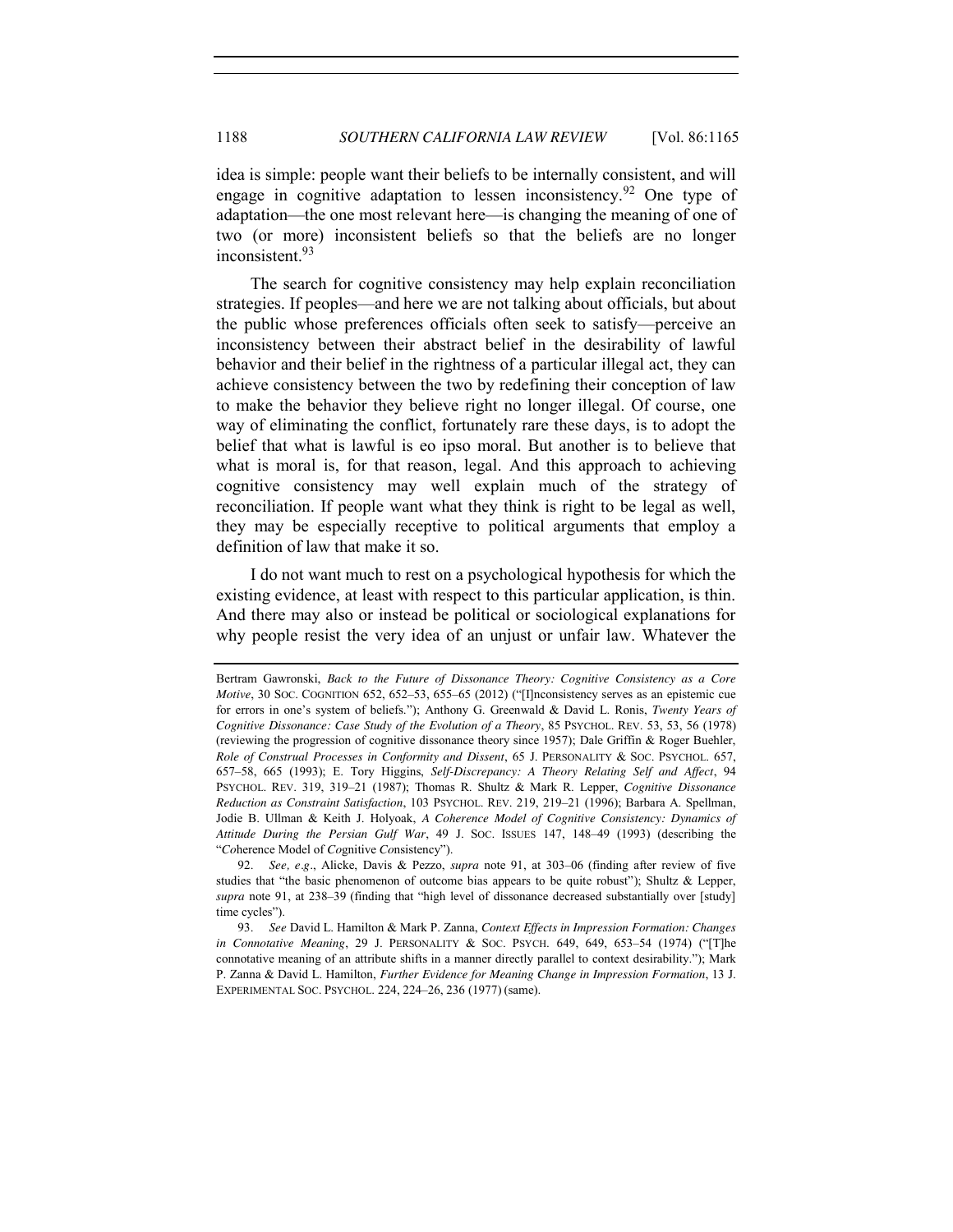idea is simple: people want their beliefs to be internally consistent, and will engage in cognitive adaptation to lessen inconsistency.[92] One type of adaptation—the one most relevant here—is changing the meaning of one of two (or more) inconsistent beliefs so that the beliefs are no longer inconsistent.[93]

The search for cognitive consistency may help explain reconciliation strategies. If peoples—and here we are not talking about officials, but about the public whose preferences officials often seek to satisfy—perceive an inconsistency between their abstract belief in the desirability of lawful behavior and their belief in the rightness of a particular illegal act, they can achieve consistency between the two by redefining their conception of law to make the behavior they believe right no longer illegal. Of course, one way of eliminating the conflict, fortunately rare these days, is to adopt the belief that what is lawful is eo ipso moral. But another is to believe that what is moral is, for that reason, legal. And this approach to achieving cognitive consistency may well explain much of the strategy of reconciliation. If people want what they think is right to be legal as well, they may be especially receptive to political arguments that employ a definition of law that make it so.

I do not want much to rest on a psychological hypothesis for which the existing evidence, at least with respect to this particular application, is thin. And there may also or instead be political or sociological explanations for why people resist the very idea of an unjust or unfair law. Whatever the

---

Bertram Gawronski, *Back to the Future of Dissonance Theory: Cognitive Consistency as a Core Motive*, 30 SOC. COGNITION 652, 652–53, 655–65 (2012) ("[I]nconsistency serves as an epistemic cue for errors in one's system of beliefs."); Anthony G. Greenwald & David L. Ronis, *Twenty Years of Cognitive Dissonance: Case Study of the Evolution of a Theory*, 85 PSYCHOL. REV. 53, 53, 56 (1978) (reviewing the progression of cognitive dissonance theory since 1957); Dale Griffin & Roger Buehler, *Role of Construal Processes in Conformity and Dissent*, 65 J. PERSONALITY & SOC. PSYCHOL. 657, 657–58, 665 (1993); E. Tory Higgins, *Self-Discrepancy: A Theory Relating Self and Affect*, 94 PSYCHOL. REV. 319, 319–21 (1987); Thomas R. Shultz & Mark R. Lepper, *Cognitive Dissonance Reduction as Constraint Satisfaction*, 103 PSYCHOL. REV. 219, 219–21 (1996); Barbara A. Spellman, Jodie B. Ullman & Keith J. Holyoak, *A Coherence Model of Cognitive Consistency: Dynamics of Attitude During the Persian Gulf War*, 49 J. SOC. ISSUES 147, 148–49 (1993) (describing the "*Co*herence Model of *Co*gnitive *Co*nsistency").

92. *See, e.g.*, Alicke, Davis & Pezzo, *supra* note 91, at 303–06 (finding after review of five studies that "the basic phenomenon of outcome bias appears to be quite robust"); Shultz & Lepper, *supra* note 91, at 238–39 (finding that "high level of dissonance decreased substantially over [study] time cycles").

93. *See* David L. Hamilton & Mark P. Zanna, *Context Effects in Impression Formation: Changes in Connotative Meaning*, 29 J. PERSONALITY & SOC. PSYCH. 649, 649, 653–54 (1974) ("[T]he connotative meaning of an attribute shifts in a manner directly parallel to context desirability."); Mark P. Zanna & David L. Hamilton, *Further Evidence for Meaning Change in Impression Formation*, 13 J. EXPERIMENTAL SOC. PSYCHOL. 224, 224–26, 236 (1977) (same).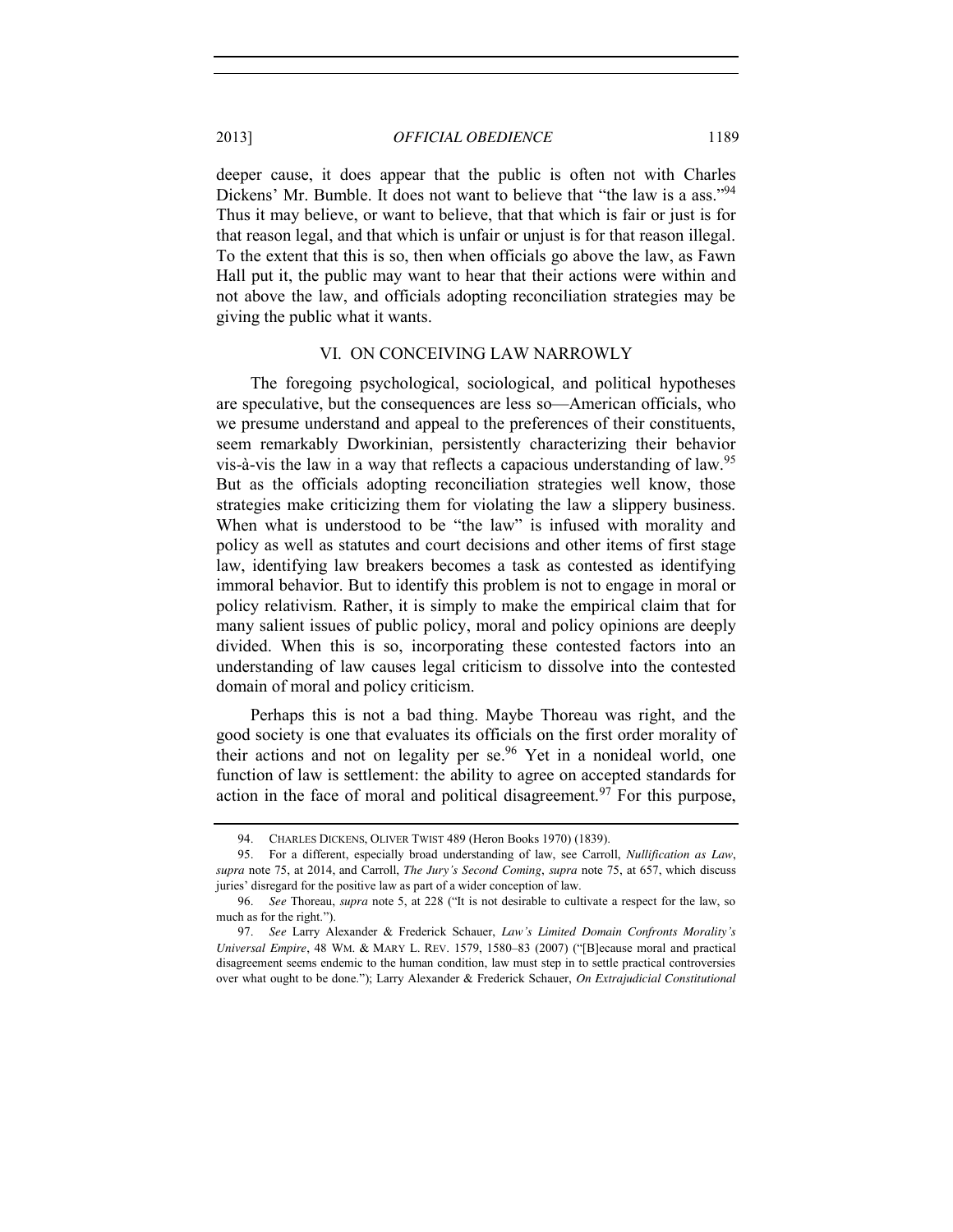deeper cause, it does appear that the public is often not with Charles Dickens' Mr. Bumble. It does not want to believe that "the law is a ass."[94] Thus it may believe, or want to believe, that that which is fair or just is for that reason legal, and that which is unfair or unjust is for that reason illegal. To the extent that this is so, then when officials go above the law, as Fawn Hall put it, the public may want to hear that their actions were within and not above the law, and officials adopting reconciliation strategies may be giving the public what it wants.

## VI. ON CONCEIVING LAW NARROWLY

The foregoing psychological, sociological, and political hypotheses are speculative, but the consequences are less so—American officials, who we presume understand and appeal to the preferences of their constituents, seem remarkably Dworkinian, persistently characterizing their behavior vis-à-vis the law in a way that reflects a capacious understanding of law.[95] But as the officials adopting reconciliation strategies well know, those strategies make criticizing them for violating the law a slippery business. When what is understood to be "the law" is infused with morality and policy as well as statutes and court decisions and other items of first stage law, identifying law breakers becomes a task as contested as identifying immoral behavior. But to identify this problem is not to engage in moral or policy relativism. Rather, it is simply to make the empirical claim that for many salient issues of public policy, moral and policy opinions are deeply divided. When this is so, incorporating these contested factors into an understanding of law causes legal criticism to dissolve into the contested domain of moral and policy criticism.

Perhaps this is not a bad thing. Maybe Thoreau was right, and the good society is one that evaluates its officials on the first order morality of their actions and not on legality per se.[96] Yet in a nonideal world, one function of law is settlement: the ability to agree on accepted standards for action in the face of moral and political disagreement.[97] For this purpose,

---

94. CHARLES DICKENS, OLIVER TWIST 489 (Heron Books 1970) (1839).

95. For a different, especially broad understanding of law, see Carroll, *Nullification as Law*, *supra* note 75, at 2014, and Carroll, *The Jury's Second Coming*, *supra* note 75, at 657, which discuss juries' disregard for the positive law as part of a wider conception of law.

96. *See* Thoreau, *supra* note 5, at 228 ("It is not desirable to cultivate a respect for the law, so much as for the right.").

97. *See* Larry Alexander & Frederick Schauer, *Law's Limited Domain Confronts Morality's Universal Empire*, 48 WM. & MARY L. REV. 1579, 1580–83 (2007) ("[B]ecause moral and practical disagreement seems endemic to the human condition, law must step in to settle practical controversies over what ought to be done."); Larry Alexander & Frederick Schauer, *On Extrajudicial Constitutional*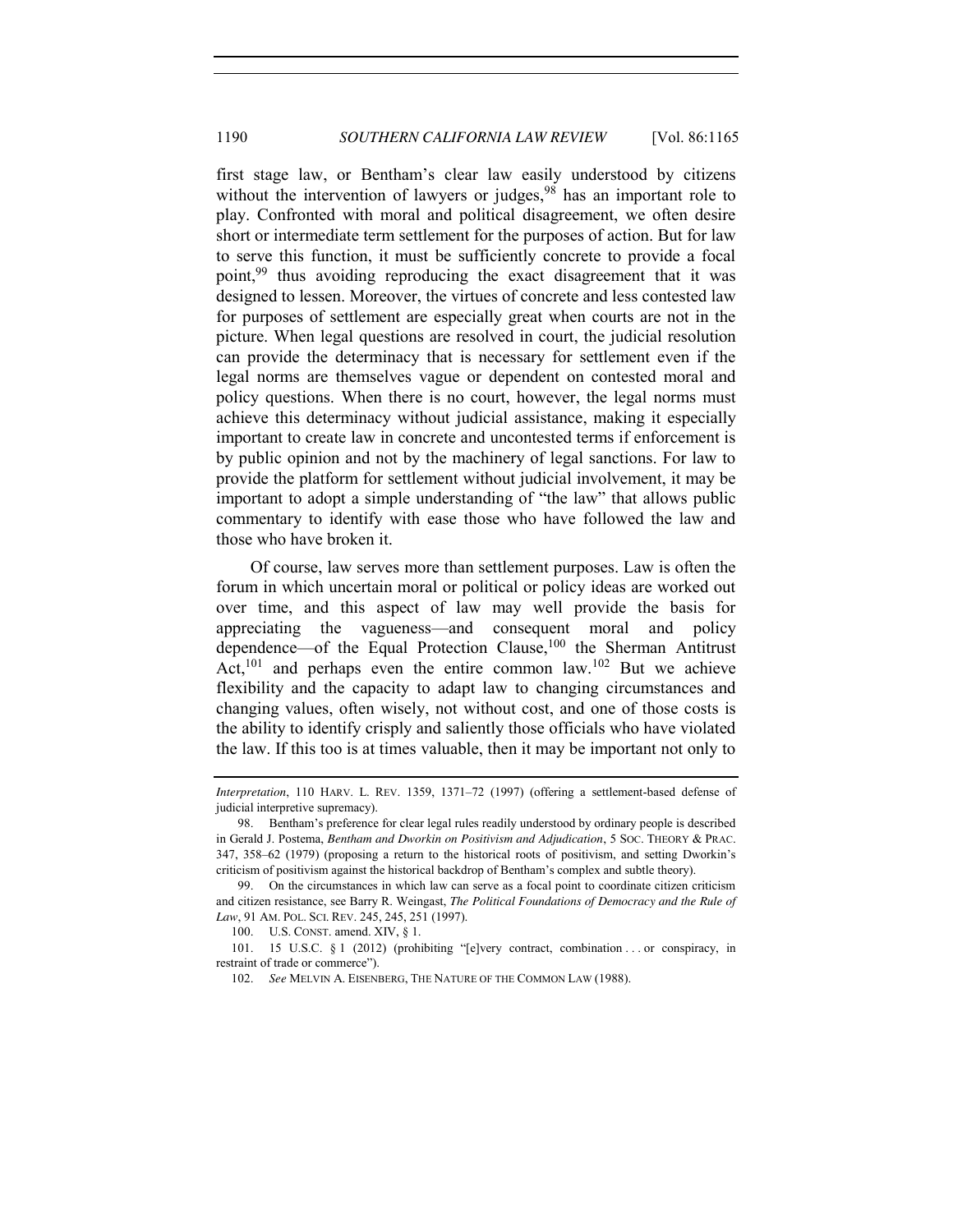first stage law, or Bentham's clear law easily understood by citizens without the intervention of lawyers or judges,[98] has an important role to play. Confronted with moral and political disagreement, we often desire short or intermediate term settlement for the purposes of action. But for law to serve this function, it must be sufficiently concrete to provide a focal point,[99] thus avoiding reproducing the exact disagreement that it was designed to lessen. Moreover, the virtues of concrete and less contested law for purposes of settlement are especially great when courts are not in the picture. When legal questions are resolved in court, the judicial resolution can provide the determinacy that is necessary for settlement even if the legal norms are themselves vague or dependent on contested moral and policy questions. When there is no court, however, the legal norms must achieve this determinacy without judicial assistance, making it especially important to create law in concrete and uncontested terms if enforcement is by public opinion and not by the machinery of legal sanctions. For law to provide the platform for settlement without judicial involvement, it may be important to adopt a simple understanding of "the law" that allows public commentary to identify with ease those who have followed the law and those who have broken it.

Of course, law serves more than settlement purposes. Law is often the forum in which uncertain moral or political or policy ideas are worked out over time, and this aspect of law may well provide the basis for appreciating the vagueness—and consequent moral and policy dependence—of the Equal Protection Clause,[100] the Sherman Antitrust Act,[101] and perhaps even the entire common law.[102] But we achieve flexibility and the capacity to adapt law to changing circumstances and changing values, often wisely, not without cost, and one of those costs is the ability to identify crisply and saliently those officials who have violated the law. If this too is at times valuable, then it may be important not only to

---

*Interpretation*, 110 HARV. L. REV. 1359, 1371–72 (1997) (offering a settlement-based defense of judicial interpretive supremacy).

98. Bentham's preference for clear legal rules readily understood by ordinary people is described in Gerald J. Postema, *Bentham and Dworkin on Positivism and Adjudication*, 5 SOC. THEORY & PRAC. 347, 358–62 (1979) (proposing a return to the historical roots of positivism, and setting Dworkin's criticism of positivism against the historical backdrop of Bentham's complex and subtle theory).

99. On the circumstances in which law can serve as a focal point to coordinate citizen criticism and citizen resistance, see Barry R. Weingast, *The Political Foundations of Democracy and the Rule of Law*, 91 AM. POL. SCI. REV. 245, 245, 251 (1997).

100. U.S. CONST. amend. XIV, § 1.

101. 15 U.S.C. § 1 (2012) (prohibiting "[e]very contract, combination . . . or conspiracy, in restraint of trade or commerce").

102. *See* MELVIN A. EISENBERG, THE NATURE OF THE COMMON LAW (1988).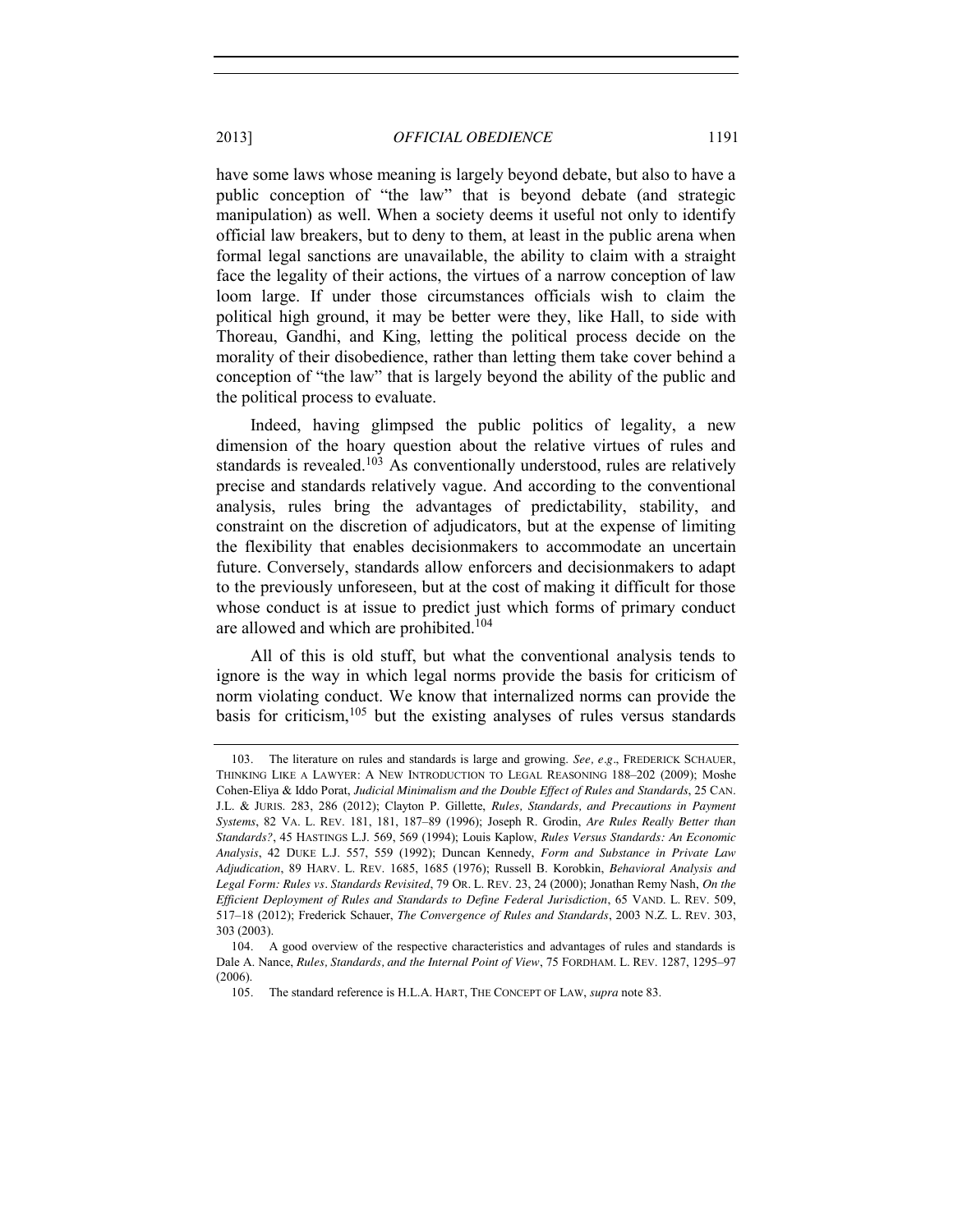have some laws whose meaning is largely beyond debate, but also to have a public conception of "the law" that is beyond debate (and strategic manipulation) as well. When a society deems it useful not only to identify official law breakers, but to deny to them, at least in the public arena when formal legal sanctions are unavailable, the ability to claim with a straight face the legality of their actions, the virtues of a narrow conception of law loom large. If under those circumstances officials wish to claim the political high ground, it may be better were they, like Hall, to side with Thoreau, Gandhi, and King, letting the political process decide on the morality of their disobedience, rather than letting them take cover behind a conception of "the law" that is largely beyond the ability of the public and the political process to evaluate.

Indeed, having glimpsed the public politics of legality, a new dimension of the hoary question about the relative virtues of rules and standards is revealed.[103] As conventionally understood, rules are relatively precise and standards relatively vague. And according to the conventional analysis, rules bring the advantages of predictability, stability, and constraint on the discretion of adjudicators, but at the expense of limiting the flexibility that enables decisionmakers to accommodate an uncertain future. Conversely, standards allow enforcers and decisionmakers to adapt to the previously unforeseen, but at the cost of making it difficult for those whose conduct is at issue to predict just which forms of primary conduct are allowed and which are prohibited.[104]

All of this is old stuff, but what the conventional analysis tends to ignore is the way in which legal norms provide the basis for criticism of norm violating conduct. We know that internalized norms can provide the basis for criticism,[105] but the existing analyses of rules versus standards

---

103. The literature on rules and standards is large and growing. *See, e.g.*, FREDERICK SCHAUER, THINKING LIKE A LAWYER: A NEW INTRODUCTION TO LEGAL REASONING 188–202 (2009); Moshe Cohen-Eliya & Iddo Porat, *Judicial Minimalism and the Double Effect of Rules and Standards*, 25 CAN. J.L. & JURIS. 283, 286 (2012); Clayton P. Gillette, *Rules, Standards, and Precautions in Payment Systems*, 82 VA. L. REV. 181, 181, 187–89 (1996); Joseph R. Grodin, *Are Rules Really Better than Standards?*, 45 HASTINGS L.J. 569, 569 (1994); Louis Kaplow, *Rules Versus Standards: An Economic Analysis*, 42 DUKE L.J. 557, 559 (1992); Duncan Kennedy, *Form and Substance in Private Law Adjudication*, 89 HARV. L. REV. 1685, 1685 (1976); Russell B. Korobkin, *Behavioral Analysis and Legal Form: Rules vs. Standards Revisited*, 79 OR. L. REV. 23, 24 (2000); Jonathan Remy Nash, *On the Efficient Deployment of Rules and Standards to Define Federal Jurisdiction*, 65 VAND. L. REV. 509, 517–18 (2012); Frederick Schauer, *The Convergence of Rules and Standards*, 2003 N.Z. L. REV. 303, 303 (2003).

104. A good overview of the respective characteristics and advantages of rules and standards is Dale A. Nance, *Rules, Standards, and the Internal Point of View*, 75 FORDHAM. L. REV. 1287, 1295–97 (2006).

105. The standard reference is H.L.A. HART, THE CONCEPT OF LAW, *supra* note 83.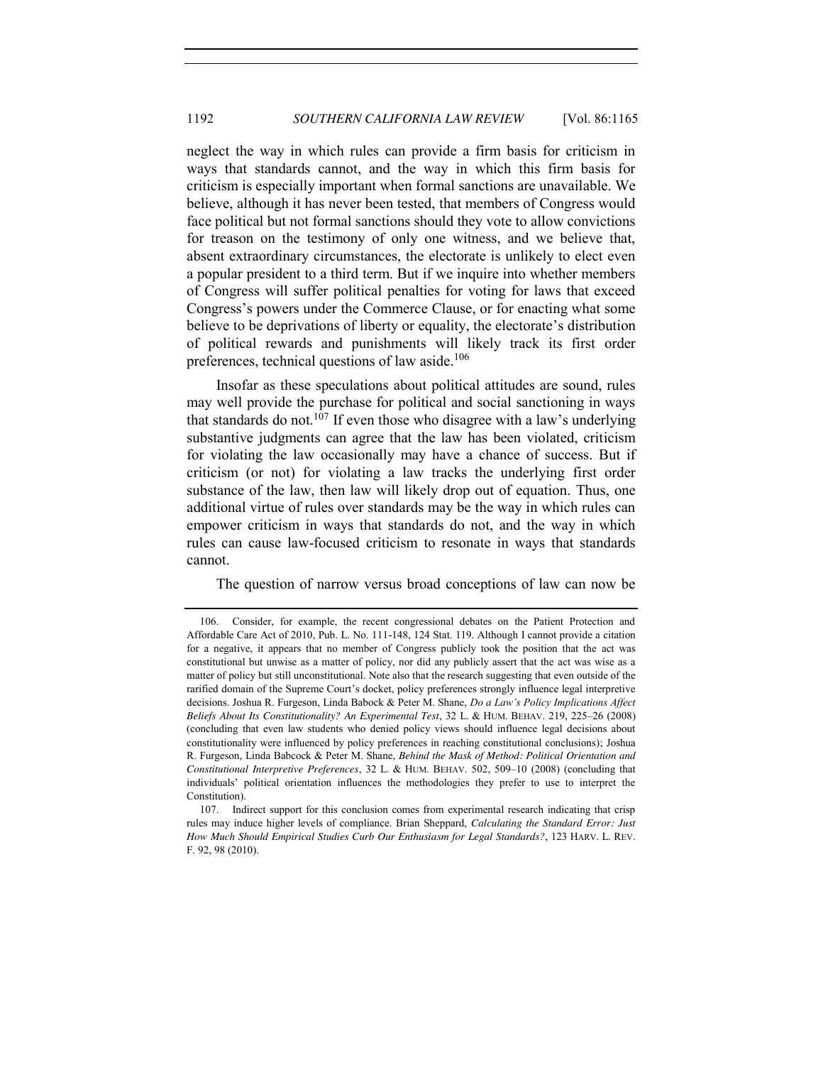neglect the way in which rules can provide a firm basis for criticism in ways that standards cannot, and the way in which this firm basis for criticism is especially important when formal sanctions are unavailable. We believe, although it has never been tested, that members of Congress would face political but not formal sanctions should they vote to allow convictions for treason on the testimony of only one witness, and we believe that, absent extraordinary circumstances, the electorate is unlikely to elect even a popular president to a third term. But if we inquire into whether members of Congress will suffer political penalties for voting for laws that exceed Congress's powers under the Commerce Clause, or for enacting what some believe to be deprivations of liberty or equality, the electorate's distribution of political rewards and punishments will likely track its first order preferences, technical questions of law aside.[106]

Insofar as these speculations about political attitudes are sound, rules may well provide the purchase for political and social sanctioning in ways that standards do not.[107] If even those who disagree with a law's underlying substantive judgments can agree that the law has been violated, criticism for violating the law occasionally may have a chance of success. But if criticism (or not) for violating a law tracks the underlying first order substance of the law, then law will likely drop out of equation. Thus, one additional virtue of rules over standards may be the way in which rules can empower criticism in ways that standards do not, and the way in which rules can cause law-focused criticism to resonate in ways that standards cannot.

The question of narrow versus broad conceptions of law can now be

---

106. Consider, for example, the recent congressional debates on the Patient Protection and Affordable Care Act of 2010, Pub. L. No. 111-148, 124 Stat. 119. Although I cannot provide a citation for a negative, it appears that no member of Congress publicly took the position that the act was constitutional but unwise as a matter of policy, nor did any publicly assert that the act was wise as a matter of policy but still unconstitutional. Note also that the research suggesting that even outside of the rarified domain of the Supreme Court's docket, policy preferences strongly influence legal interpretive decisions. Joshua R. Furgeson, Linda Babock & Peter M. Shane, *Do a Law's Policy Implications Affect Beliefs About Its Constitutionality? An Experimental Test*, 32 L. & HUM. BEHAV. 219, 225–26 (2008) (concluding that even law students who denied policy views should influence legal decisions about constitutionality were influenced by policy preferences in reaching constitutional conclusions); Joshua R. Furgeson, Linda Babcock & Peter M. Shane, *Behind the Mask of Method: Political Orientation and Constitutional Interpretive Preferences*, 32 L. & HUM. BEHAV. 502, 509–10 (2008) (concluding that individuals' political orientation influences the methodologies they prefer to use to interpret the Constitution).

107. Indirect support for this conclusion comes from experimental research indicating that crisp rules may induce higher levels of compliance. Brian Sheppard, *Calculating the Standard Error: Just How Much Should Empirical Studies Curb Our Enthusiasm for Legal Standards?*, 123 HARV. L. REV. F. 92, 98 (2010).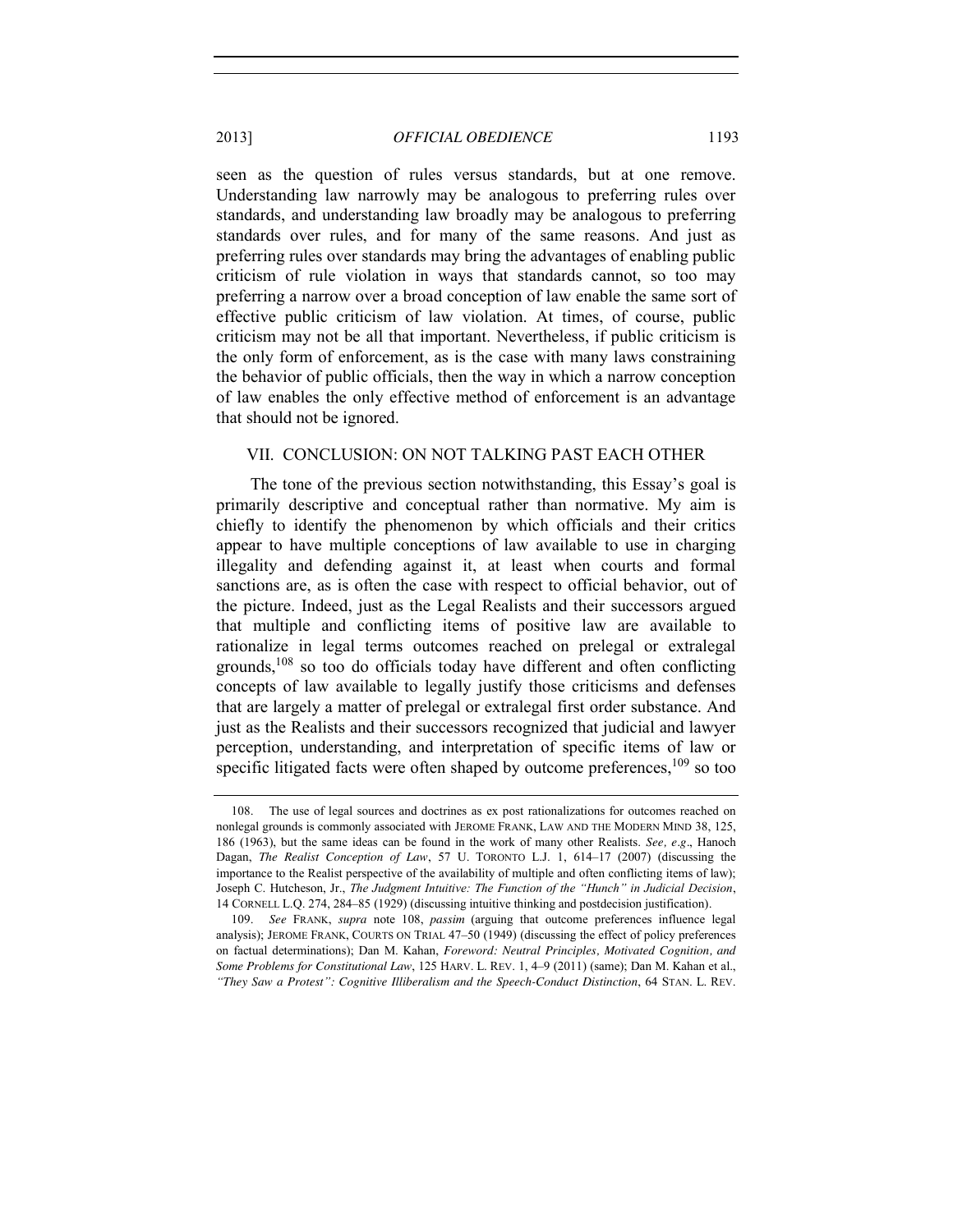seen as the question of rules versus standards, but at one remove. Understanding law narrowly may be analogous to preferring rules over standards, and understanding law broadly may be analogous to preferring standards over rules, and for many of the same reasons. And just as preferring rules over standards may bring the advantages of enabling public criticism of rule violation in ways that standards cannot, so too may preferring a narrow over a broad conception of law enable the same sort of effective public criticism of law violation. At times, of course, public criticism may not be all that important. Nevertheless, if public criticism is the only form of enforcement, as is the case with many laws constraining the behavior of public officials, then the way in which a narrow conception of law enables the only effective method of enforcement is an advantage that should not be ignored.

## VII. CONCLUSION: ON NOT TALKING PAST EACH OTHER

The tone of the previous section notwithstanding, this Essay's goal is primarily descriptive and conceptual rather than normative. My aim is chiefly to identify the phenomenon by which officials and their critics appear to have multiple conceptions of law available to use in charging illegality and defending against it, at least when courts and formal sanctions are, as is often the case with respect to official behavior, out of the picture. Indeed, just as the Legal Realists and their successors argued that multiple and conflicting items of positive law are available to rationalize in legal terms outcomes reached on prelegal or extralegal grounds,[108] so too do officials today have different and often conflicting concepts of law available to legally justify those criticisms and defenses that are largely a matter of prelegal or extralegal first order substance. And just as the Realists and their successors recognized that judicial and lawyer perception, understanding, and interpretation of specific items of law or specific litigated facts were often shaped by outcome preferences,[109] so too

---

108. The use of legal sources and doctrines as ex post rationalizations for outcomes reached on nonlegal grounds is commonly associated with JEROME FRANK, LAW AND THE MODERN MIND 38, 125, 186 (1963), but the same ideas can be found in the work of many other Realists. *See, e.g.*, Hanoch Dagan, *The Realist Conception of Law*, 57 U. TORONTO L.J. 1, 614–17 (2007) (discussing the importance to the Realist perspective of the availability of multiple and often conflicting items of law); Joseph C. Hutcheson, Jr., *The Judgment Intuitive: The Function of the "Hunch" in Judicial Decision*, 14 CORNELL L.Q. 274, 284–85 (1929) (discussing intuitive thinking and postdecision justification).

109. *See* FRANK, *supra* note 108, *passim* (arguing that outcome preferences influence legal analysis); JEROME FRANK, COURTS ON TRIAL 47–50 (1949) (discussing the effect of policy preferences on factual determinations); Dan M. Kahan, *Foreword: Neutral Principles, Motivated Cognition, and Some Problems for Constitutional Law*, 125 HARV. L. REV. 1, 4–9 (2011) (same); Dan M. Kahan et al., *"They Saw a Protest": Cognitive Illiberalism and the Speech-Conduct Distinction*, 64 STAN. L. REV.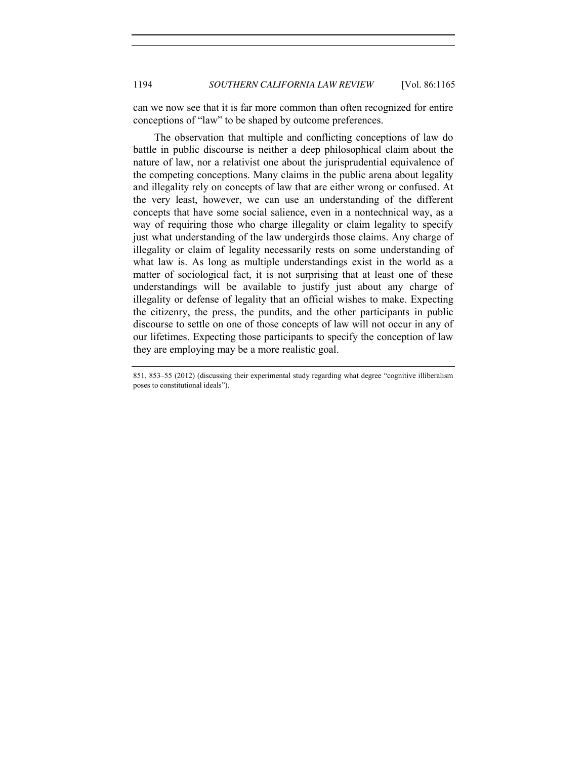can we now see that it is far more common than often recognized for entire conceptions of "law" to be shaped by outcome preferences.

The observation that multiple and conflicting conceptions of law do battle in public discourse is neither a deep philosophical claim about the nature of law, nor a relativist one about the jurisprudential equivalence of the competing conceptions. Many claims in the public arena about legality and illegality rely on concepts of law that are either wrong or confused. At the very least, however, we can use an understanding of the different concepts that have some social salience, even in a nontechnical way, as a way of requiring those who charge illegality or claim legality to specify just what understanding of the law undergirds those claims. Any charge of illegality or claim of legality necessarily rests on some understanding of what law is. As long as multiple understandings exist in the world as a matter of sociological fact, it is not surprising that at least one of these understandings will be available to justify just about any charge of illegality or defense of legality that an official wishes to make. Expecting the citizenry, the press, the pundits, and the other participants in public discourse to settle on one of those concepts of law will not occur in any of our lifetimes. Expecting those participants to specify the conception of law they are employing may be a more realistic goal.

---

851, 853–55 (2012) (discussing their experimental study regarding what degree "cognitive illiberalism poses to constitutional ideals").